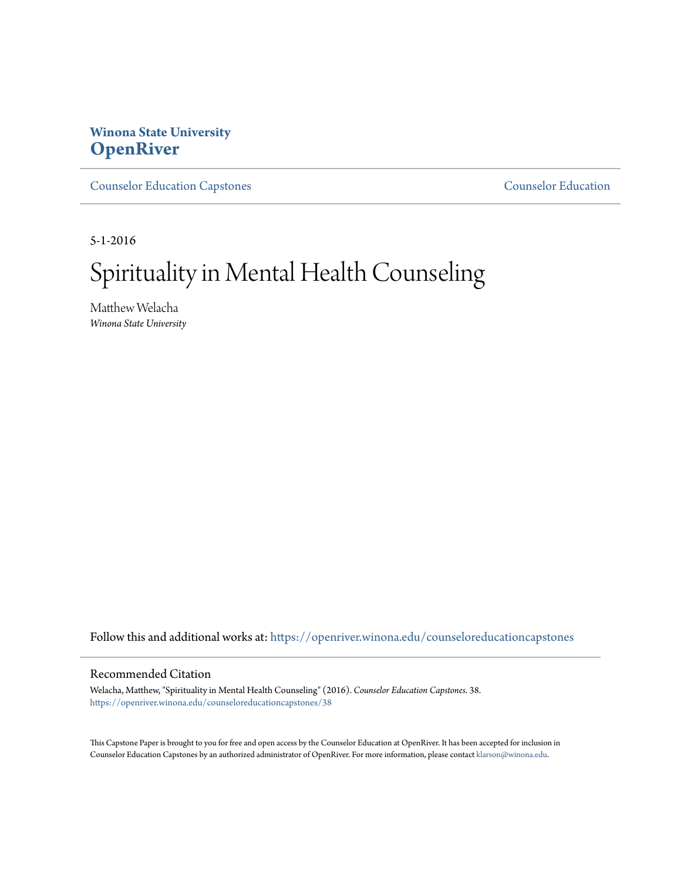Winona State University
**OpenRiver**

Counselor Education Capstones | Counselor Education

---

5-1-2016

# Spirituality in Mental Health Counseling

Matthew Welacha
*Winona State University*

Follow this and additional works at: https://openriver.winona.edu/counseloreducationcapstones

## Recommended Citation

Welacha, Matthew, "Spirituality in Mental Health Counseling" (2016). *Counselor Education Capstones*. 38.
https://openriver.winona.edu/counseloreducationcapstones/38

This Capstone Paper is brought to you for free and open access by the Counselor Education at OpenRiver. It has been accepted for inclusion in Counselor Education Capstones by an authorized administrator of OpenRiver. For more information, please contact klarson@winona.edu.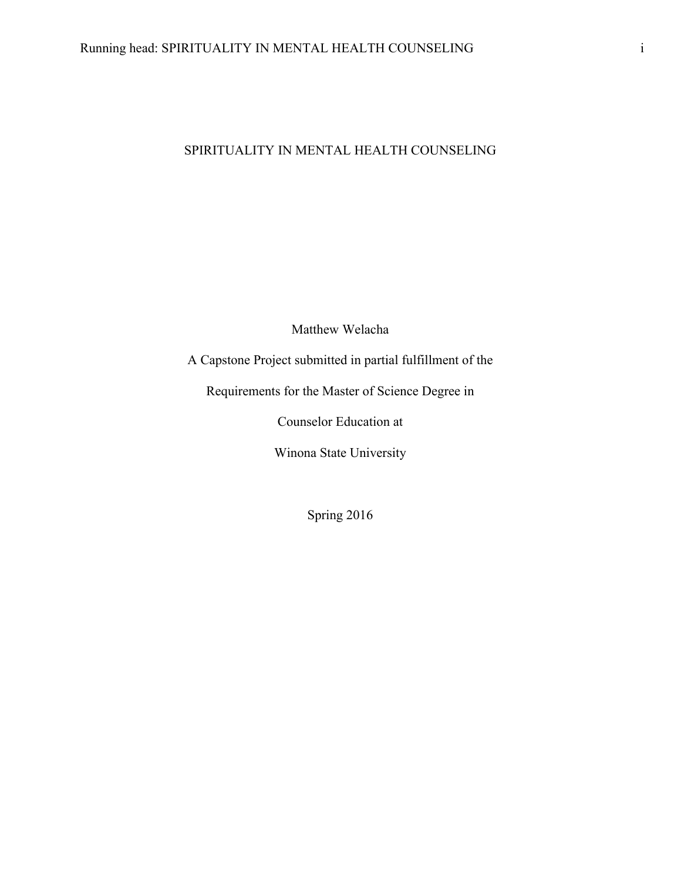# SPIRITUALITY IN MENTAL HEALTH COUNSELING

Matthew Welacha

A Capstone Project submitted in partial fulfillment of the

Requirements for the Master of Science Degree in

Counselor Education at

Winona State University

Spring 2016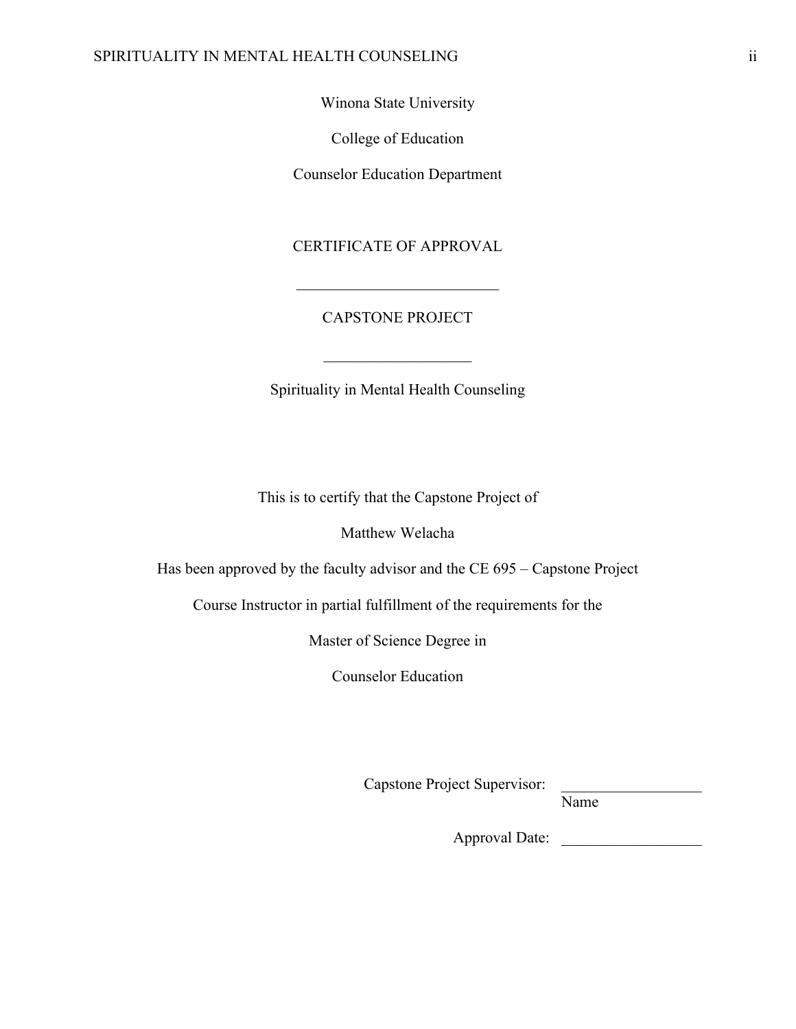Winona State University

College of Education

Counselor Education Department

CERTIFICATE OF APPROVAL

___________________________

CAPSTONE PROJECT

____________________

Spirituality in Mental Health Counseling

This is to certify that the Capstone Project of

Matthew Welacha

Has been approved by the faculty advisor and the CE 695 – Capstone Project

Course Instructor in partial fulfillment of the requirements for the

Master of Science Degree in

Counselor Education

Capstone Project Supervisor: __________________
Name

Approval Date: __________________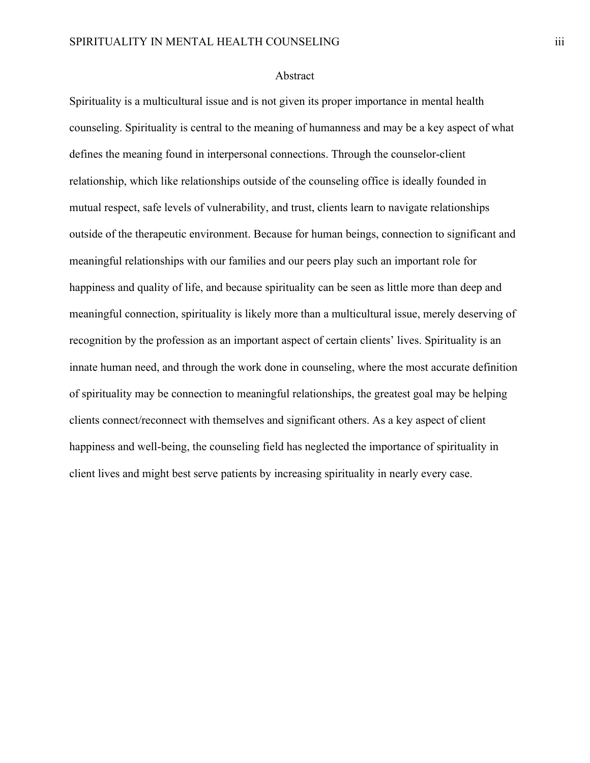# Abstract

Spirituality is a multicultural issue and is not given its proper importance in mental health counseling. Spirituality is central to the meaning of humanness and may be a key aspect of what defines the meaning found in interpersonal connections. Through the counselor-client relationship, which like relationships outside of the counseling office is ideally founded in mutual respect, safe levels of vulnerability, and trust, clients learn to navigate relationships outside of the therapeutic environment. Because for human beings, connection to significant and meaningful relationships with our families and our peers play such an important role for happiness and quality of life, and because spirituality can be seen as little more than deep and meaningful connection, spirituality is likely more than a multicultural issue, merely deserving of recognition by the profession as an important aspect of certain clients' lives. Spirituality is an innate human need, and through the work done in counseling, where the most accurate definition of spirituality may be connection to meaningful relationships, the greatest goal may be helping clients connect/reconnect with themselves and significant others. As a key aspect of client happiness and well-being, the counseling field has neglected the importance of spirituality in client lives and might best serve patients by increasing spirituality in nearly every case.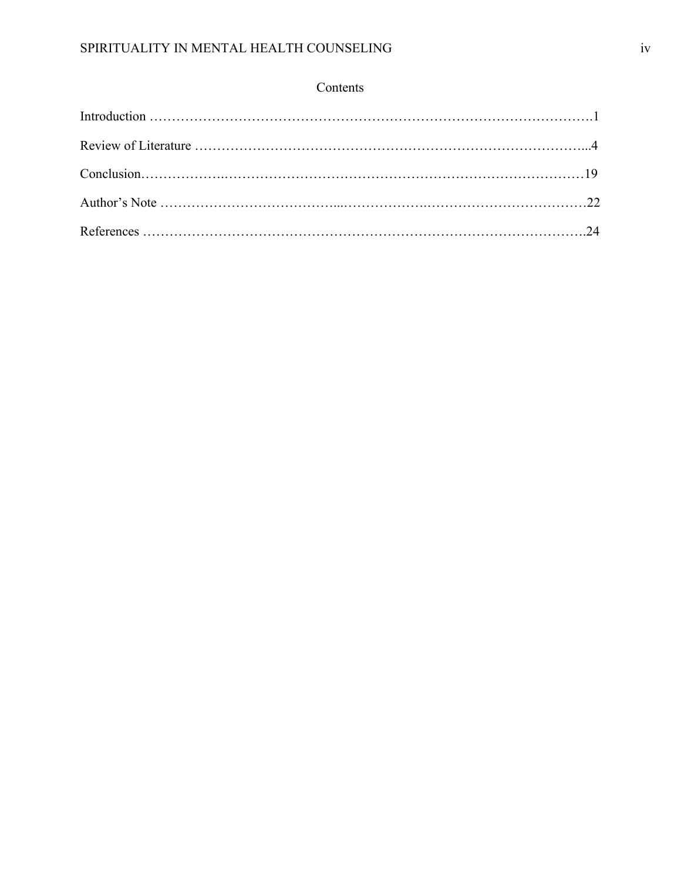# Contents

Introduction ……………………………………………………………………………………….1

Review of Literature ……………………………………………………………………………...4

Conclusion………………..………………………………………………………………………19

Author's Note ……………………….………...………………….………………….……………22

References ……………………………………………………………………………………….24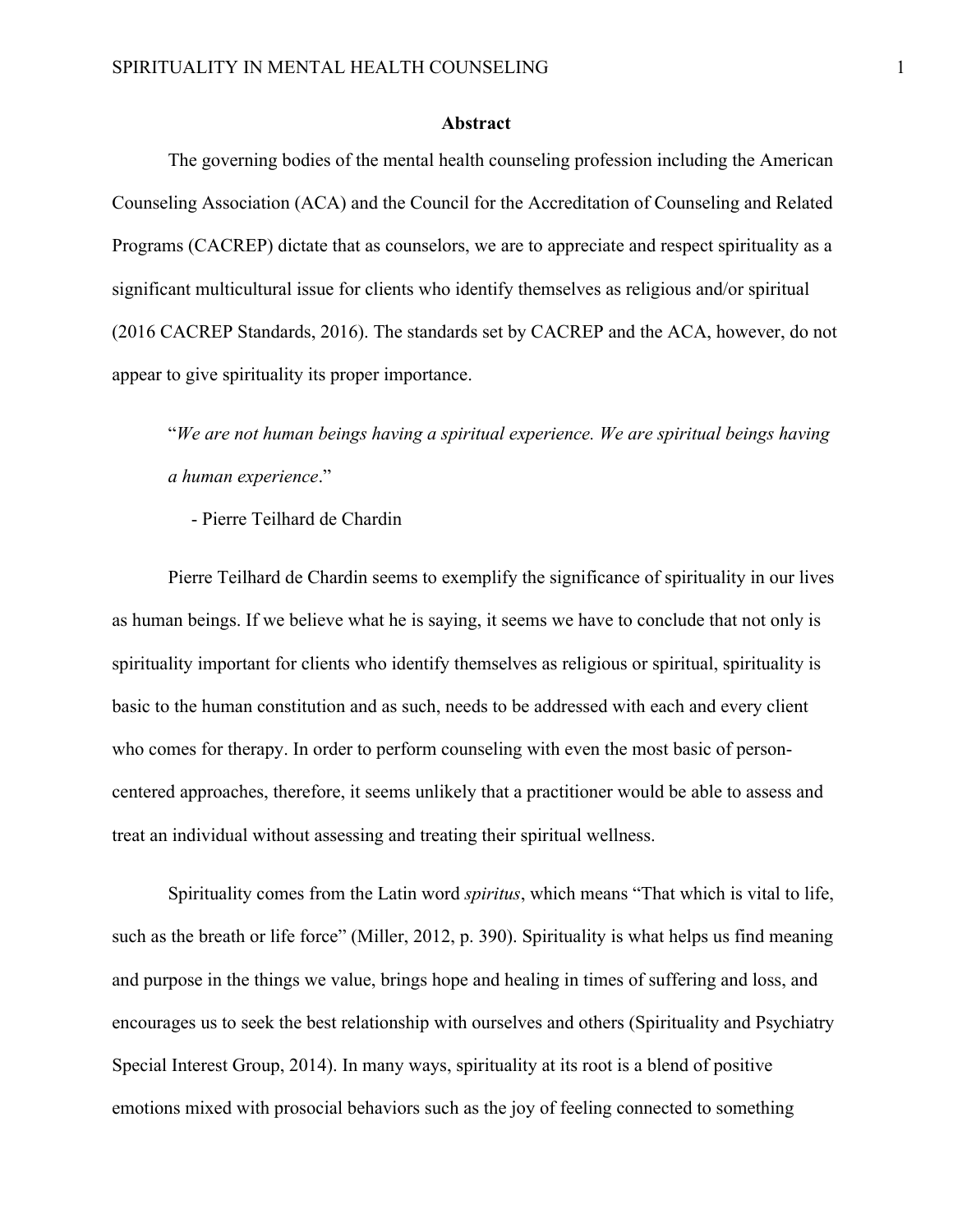**Abstract**

The governing bodies of the mental health counseling profession including the American Counseling Association (ACA) and the Council for the Accreditation of Counseling and Related Programs (CACREP) dictate that as counselors, we are to appreciate and respect spirituality as a significant multicultural issue for clients who identify themselves as religious and/or spiritual (2016 CACREP Standards, 2016). The standards set by CACREP and the ACA, however, do not appear to give spirituality its proper importance.

> "*We are not human beings having a spiritual experience. We are spiritual beings having a human experience*."
>
> - Pierre Teilhard de Chardin

Pierre Teilhard de Chardin seems to exemplify the significance of spirituality in our lives as human beings. If we believe what he is saying, it seems we have to conclude that not only is spirituality important for clients who identify themselves as religious or spiritual, spirituality is basic to the human constitution and as such, needs to be addressed with each and every client who comes for therapy. In order to perform counseling with even the most basic of person-centered approaches, therefore, it seems unlikely that a practitioner would be able to assess and treat an individual without assessing and treating their spiritual wellness.

Spirituality comes from the Latin word *spiritus*, which means "That which is vital to life, such as the breath or life force" (Miller, 2012, p. 390). Spirituality is what helps us find meaning and purpose in the things we value, brings hope and healing in times of suffering and loss, and encourages us to seek the best relationship with ourselves and others (Spirituality and Psychiatry Special Interest Group, 2014). In many ways, spirituality at its root is a blend of positive emotions mixed with prosocial behaviors such as the joy of feeling connected to something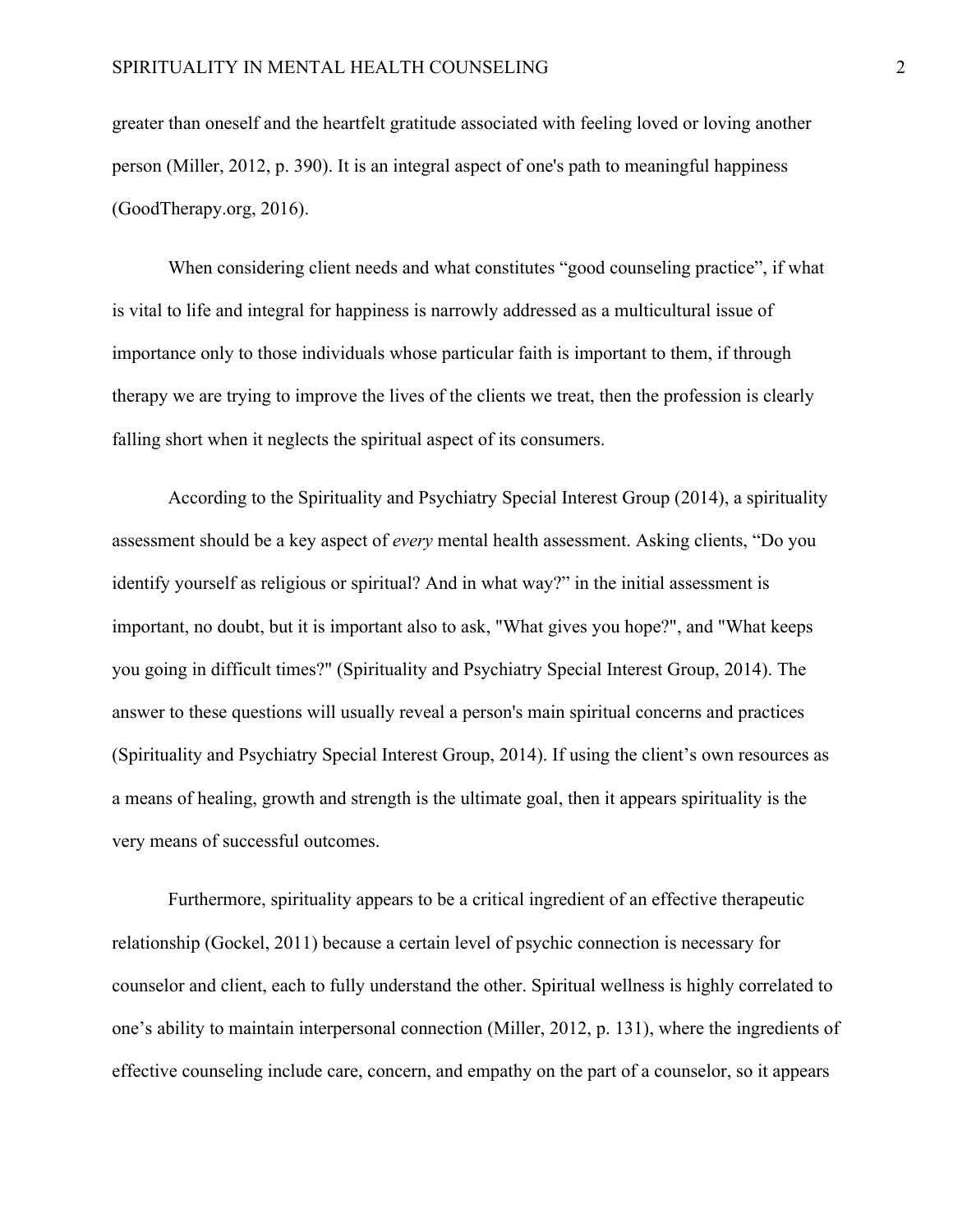greater than oneself and the heartfelt gratitude associated with feeling loved or loving another person (Miller, 2012, p. 390). It is an integral aspect of one's path to meaningful happiness (GoodTherapy.org, 2016).

When considering client needs and what constitutes "good counseling practice", if what is vital to life and integral for happiness is narrowly addressed as a multicultural issue of importance only to those individuals whose particular faith is important to them, if through therapy we are trying to improve the lives of the clients we treat, then the profession is clearly falling short when it neglects the spiritual aspect of its consumers.

According to the Spirituality and Psychiatry Special Interest Group (2014), a spirituality assessment should be a key aspect of *every* mental health assessment. Asking clients, "Do you identify yourself as religious or spiritual? And in what way?" in the initial assessment is important, no doubt, but it is important also to ask, "What gives you hope?", and "What keeps you going in difficult times?" (Spirituality and Psychiatry Special Interest Group, 2014). The answer to these questions will usually reveal a person's main spiritual concerns and practices (Spirituality and Psychiatry Special Interest Group, 2014). If using the client's own resources as a means of healing, growth and strength is the ultimate goal, then it appears spirituality is the very means of successful outcomes.

Furthermore, spirituality appears to be a critical ingredient of an effective therapeutic relationship (Gockel, 2011) because a certain level of psychic connection is necessary for counselor and client, each to fully understand the other. Spiritual wellness is highly correlated to one's ability to maintain interpersonal connection (Miller, 2012, p. 131), where the ingredients of effective counseling include care, concern, and empathy on the part of a counselor, so it appears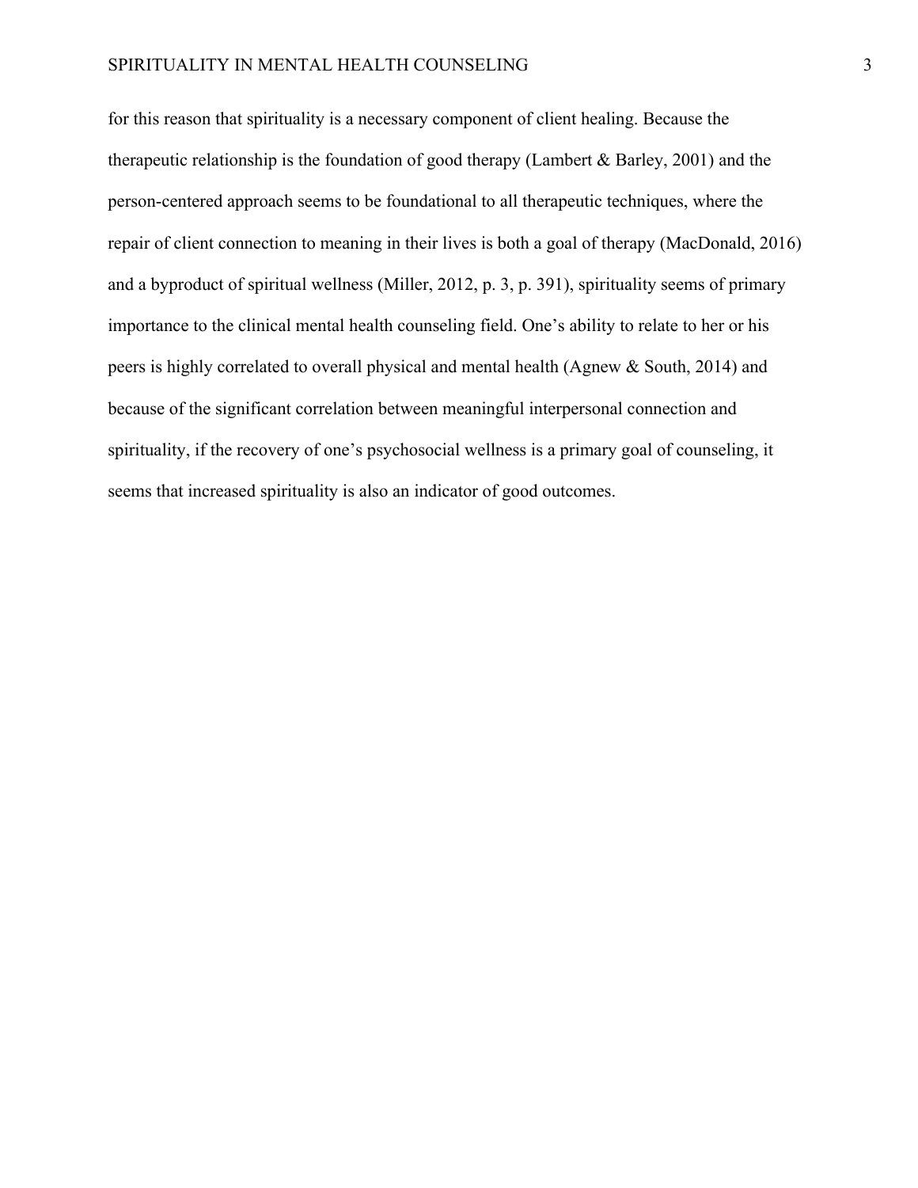for this reason that spirituality is a necessary component of client healing. Because the therapeutic relationship is the foundation of good therapy (Lambert & Barley, 2001) and the person-centered approach seems to be foundational to all therapeutic techniques, where the repair of client connection to meaning in their lives is both a goal of therapy (MacDonald, 2016) and a byproduct of spiritual wellness (Miller, 2012, p. 3, p. 391), spirituality seems of primary importance to the clinical mental health counseling field. One's ability to relate to her or his peers is highly correlated to overall physical and mental health (Agnew & South, 2014) and because of the significant correlation between meaningful interpersonal connection and spirituality, if the recovery of one's psychosocial wellness is a primary goal of counseling, it seems that increased spirituality is also an indicator of good outcomes.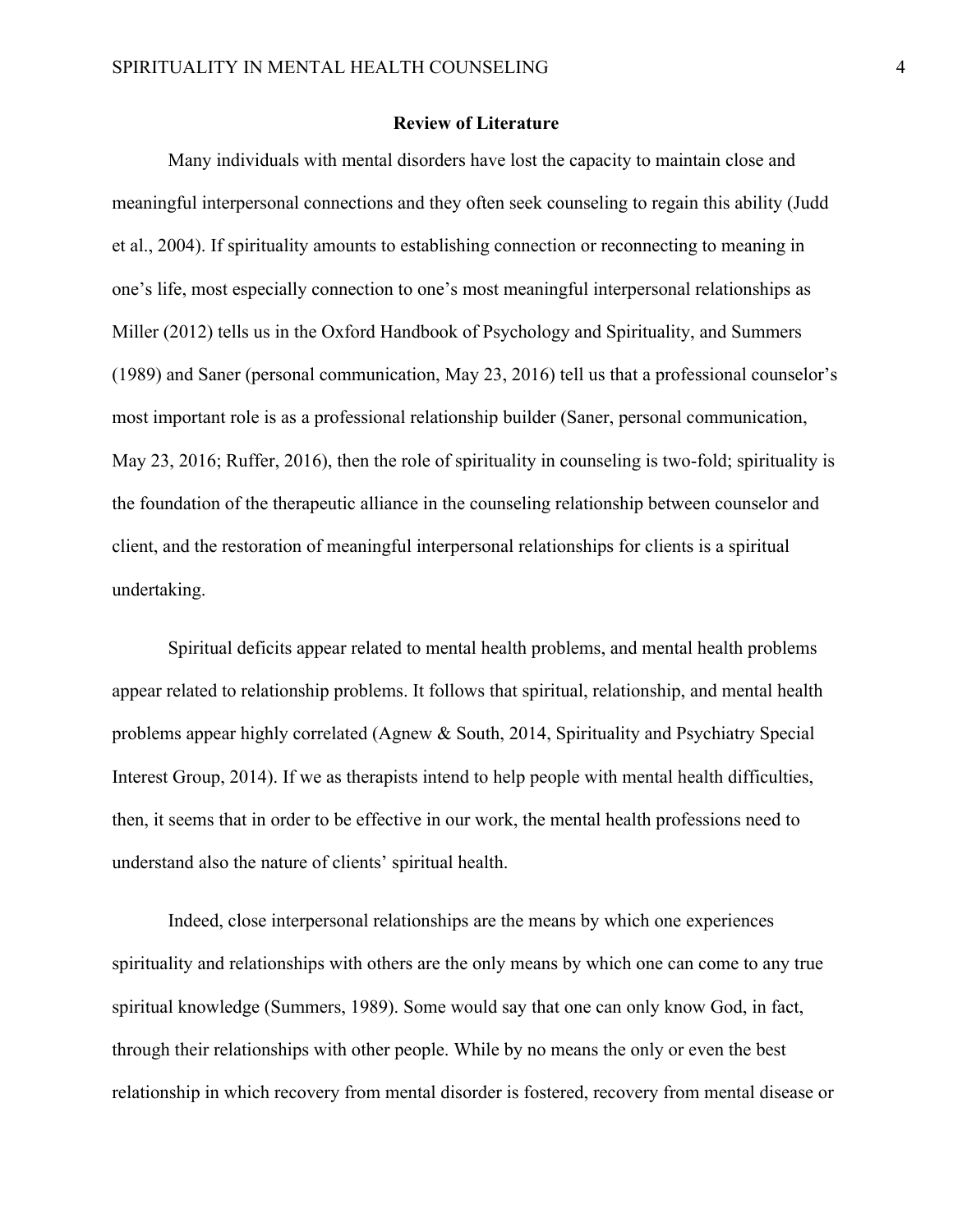## Review of Literature

Many individuals with mental disorders have lost the capacity to maintain close and meaningful interpersonal connections and they often seek counseling to regain this ability (Judd et al., 2004). If spirituality amounts to establishing connection or reconnecting to meaning in one's life, most especially connection to one's most meaningful interpersonal relationships as Miller (2012) tells us in the Oxford Handbook of Psychology and Spirituality, and Summers (1989) and Saner (personal communication, May 23, 2016) tell us that a professional counselor's most important role is as a professional relationship builder (Saner, personal communication, May 23, 2016; Ruffer, 2016), then the role of spirituality in counseling is two-fold; spirituality is the foundation of the therapeutic alliance in the counseling relationship between counselor and client, and the restoration of meaningful interpersonal relationships for clients is a spiritual undertaking.

Spiritual deficits appear related to mental health problems, and mental health problems appear related to relationship problems. It follows that spiritual, relationship, and mental health problems appear highly correlated (Agnew & South, 2014, Spirituality and Psychiatry Special Interest Group, 2014). If we as therapists intend to help people with mental health difficulties, then, it seems that in order to be effective in our work, the mental health professions need to understand also the nature of clients' spiritual health.

Indeed, close interpersonal relationships are the means by which one experiences spirituality and relationships with others are the only means by which one can come to any true spiritual knowledge (Summers, 1989). Some would say that one can only know God, in fact, through their relationships with other people. While by no means the only or even the best relationship in which recovery from mental disorder is fostered, recovery from mental disease or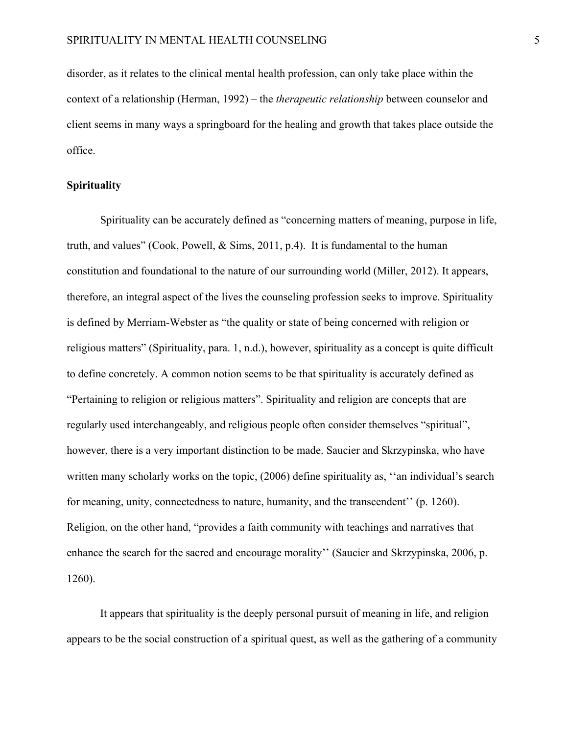disorder, as it relates to the clinical mental health profession, can only take place within the context of a relationship (Herman, 1992) – the *therapeutic relationship* between counselor and client seems in many ways a springboard for the healing and growth that takes place outside the office.

**Spirituality**

Spirituality can be accurately defined as "concerning matters of meaning, purpose in life, truth, and values" (Cook, Powell, & Sims, 2011, p.4). It is fundamental to the human constitution and foundational to the nature of our surrounding world (Miller, 2012). It appears, therefore, an integral aspect of the lives the counseling profession seeks to improve. Spirituality is defined by Merriam-Webster as "the quality or state of being concerned with religion or religious matters" (Spirituality, para. 1, n.d.), however, spirituality as a concept is quite difficult to define concretely. A common notion seems to be that spirituality is accurately defined as "Pertaining to religion or religious matters". Spirituality and religion are concepts that are regularly used interchangeably, and religious people often consider themselves "spiritual", however, there is a very important distinction to be made. Saucier and Skrzypinska, who have written many scholarly works on the topic, (2006) define spirituality as, ''an individual's search for meaning, unity, connectedness to nature, humanity, and the transcendent'' (p. 1260). Religion, on the other hand, "provides a faith community with teachings and narratives that enhance the search for the sacred and encourage morality'' (Saucier and Skrzypinska, 2006, p. 1260).

It appears that spirituality is the deeply personal pursuit of meaning in life, and religion appears to be the social construction of a spiritual quest, as well as the gathering of a community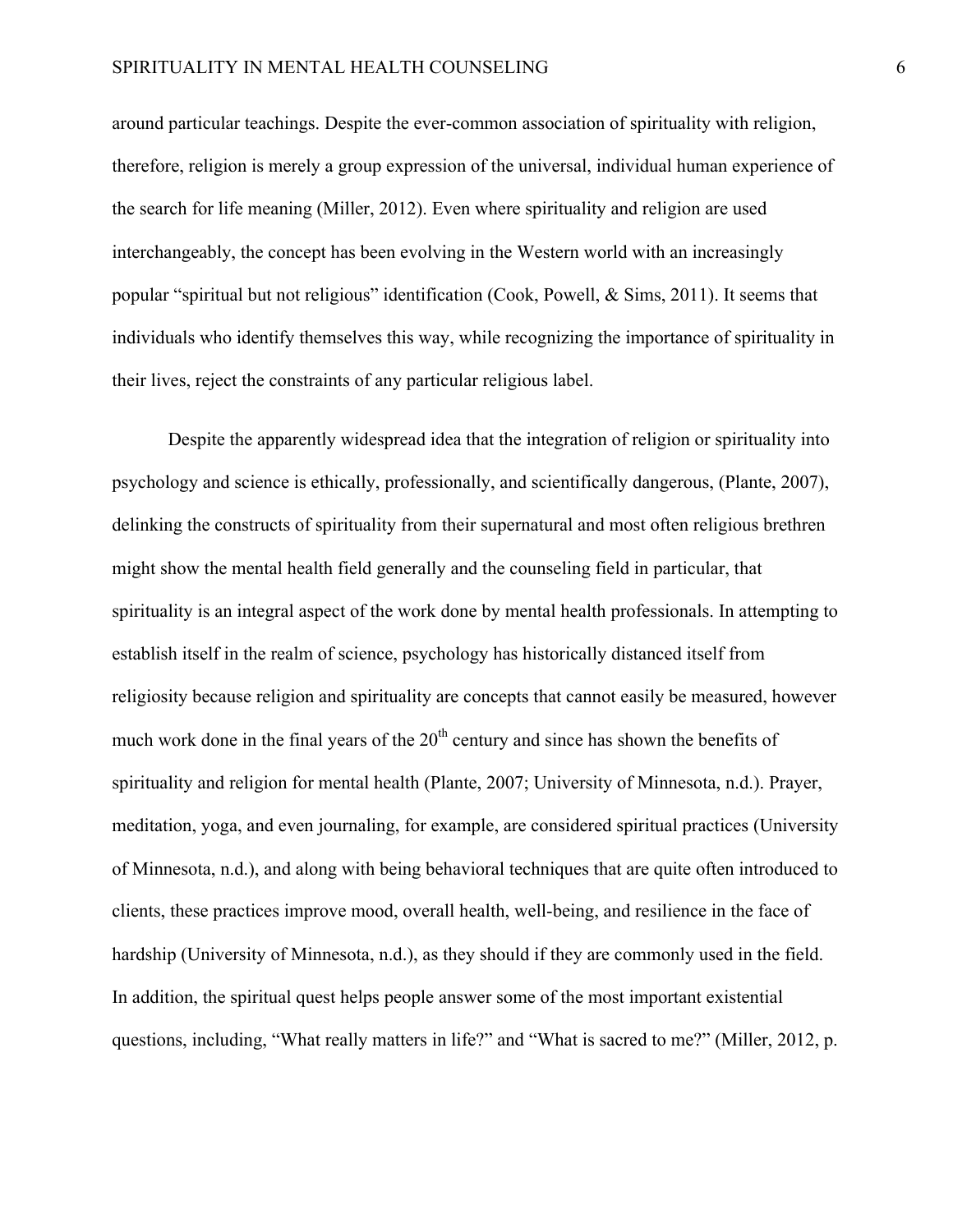around particular teachings. Despite the ever-common association of spirituality with religion, therefore, religion is merely a group expression of the universal, individual human experience of the search for life meaning (Miller, 2012). Even where spirituality and religion are used interchangeably, the concept has been evolving in the Western world with an increasingly popular "spiritual but not religious" identification (Cook, Powell, & Sims, 2011). It seems that individuals who identify themselves this way, while recognizing the importance of spirituality in their lives, reject the constraints of any particular religious label.

Despite the apparently widespread idea that the integration of religion or spirituality into psychology and science is ethically, professionally, and scientifically dangerous, (Plante, 2007), delinking the constructs of spirituality from their supernatural and most often religious brethren might show the mental health field generally and the counseling field in particular, that spirituality is an integral aspect of the work done by mental health professionals. In attempting to establish itself in the realm of science, psychology has historically distanced itself from religiosity because religion and spirituality are concepts that cannot easily be measured, however much work done in the final years of the 20th century and since has shown the benefits of spirituality and religion for mental health (Plante, 2007; University of Minnesota, n.d.). Prayer, meditation, yoga, and even journaling, for example, are considered spiritual practices (University of Minnesota, n.d.), and along with being behavioral techniques that are quite often introduced to clients, these practices improve mood, overall health, well-being, and resilience in the face of hardship (University of Minnesota, n.d.), as they should if they are commonly used in the field. In addition, the spiritual quest helps people answer some of the most important existential questions, including, "What really matters in life?" and "What is sacred to me?" (Miller, 2012, p.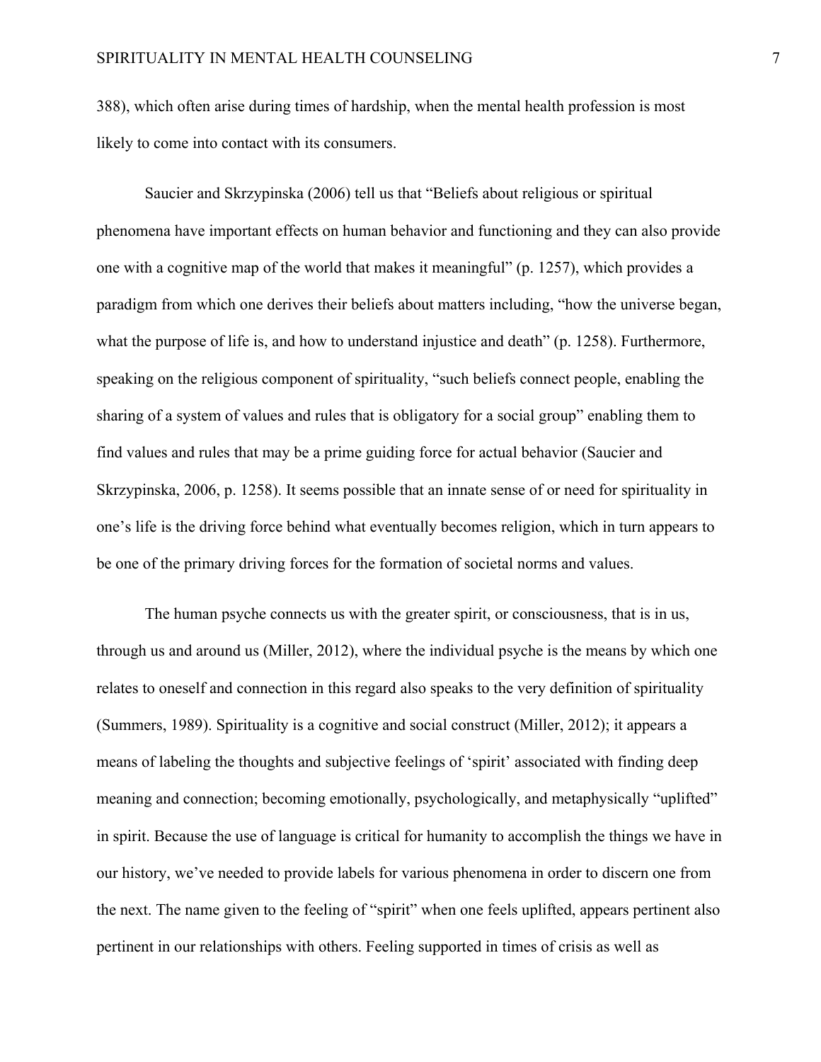388), which often arise during times of hardship, when the mental health profession is most likely to come into contact with its consumers.

Saucier and Skrzypinska (2006) tell us that “Beliefs about religious or spiritual phenomena have important effects on human behavior and functioning and they can also provide one with a cognitive map of the world that makes it meaningful” (p. 1257), which provides a paradigm from which one derives their beliefs about matters including, “how the universe began, what the purpose of life is, and how to understand injustice and death” (p. 1258). Furthermore, speaking on the religious component of spirituality, “such beliefs connect people, enabling the sharing of a system of values and rules that is obligatory for a social group” enabling them to find values and rules that may be a prime guiding force for actual behavior (Saucier and Skrzypinska, 2006, p. 1258). It seems possible that an innate sense of or need for spirituality in one’s life is the driving force behind what eventually becomes religion, which in turn appears to be one of the primary driving forces for the formation of societal norms and values.

The human psyche connects us with the greater spirit, or consciousness, that is in us, through us and around us (Miller, 2012), where the individual psyche is the means by which one relates to oneself and connection in this regard also speaks to the very definition of spirituality (Summers, 1989). Spirituality is a cognitive and social construct (Miller, 2012); it appears a means of labeling the thoughts and subjective feelings of ‘spirit’ associated with finding deep meaning and connection; becoming emotionally, psychologically, and metaphysically “uplifted” in spirit. Because the use of language is critical for humanity to accomplish the things we have in our history, we’ve needed to provide labels for various phenomena in order to discern one from the next. The name given to the feeling of “spirit” when one feels uplifted, appears pertinent also pertinent in our relationships with others. Feeling supported in times of crisis as well as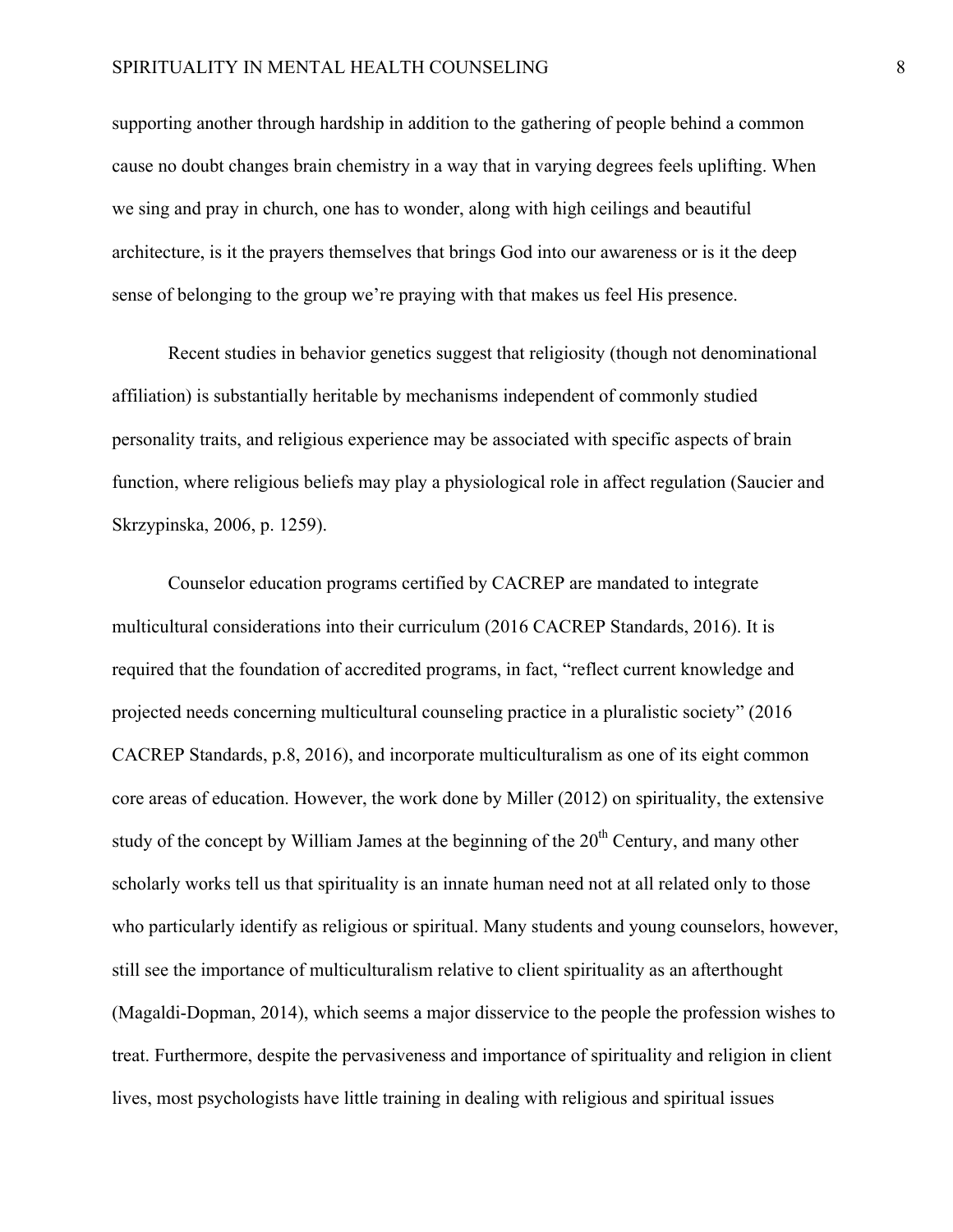supporting another through hardship in addition to the gathering of people behind a common cause no doubt changes brain chemistry in a way that in varying degrees feels uplifting. When we sing and pray in church, one has to wonder, along with high ceilings and beautiful architecture, is it the prayers themselves that brings God into our awareness or is it the deep sense of belonging to the group we're praying with that makes us feel His presence.

Recent studies in behavior genetics suggest that religiosity (though not denominational affiliation) is substantially heritable by mechanisms independent of commonly studied personality traits, and religious experience may be associated with specific aspects of brain function, where religious beliefs may play a physiological role in affect regulation (Saucier and Skrzypinska, 2006, p. 1259).

Counselor education programs certified by CACREP are mandated to integrate multicultural considerations into their curriculum (2016 CACREP Standards, 2016). It is required that the foundation of accredited programs, in fact, "reflect current knowledge and projected needs concerning multicultural counseling practice in a pluralistic society" (2016 CACREP Standards, p.8, 2016), and incorporate multiculturalism as one of its eight common core areas of education. However, the work done by Miller (2012) on spirituality, the extensive study of the concept by William James at the beginning of the 20th Century, and many other scholarly works tell us that spirituality is an innate human need not at all related only to those who particularly identify as religious or spiritual. Many students and young counselors, however, still see the importance of multiculturalism relative to client spirituality as an afterthought (Magaldi-Dopman, 2014), which seems a major disservice to the people the profession wishes to treat. Furthermore, despite the pervasiveness and importance of spirituality and religion in client lives, most psychologists have little training in dealing with religious and spiritual issues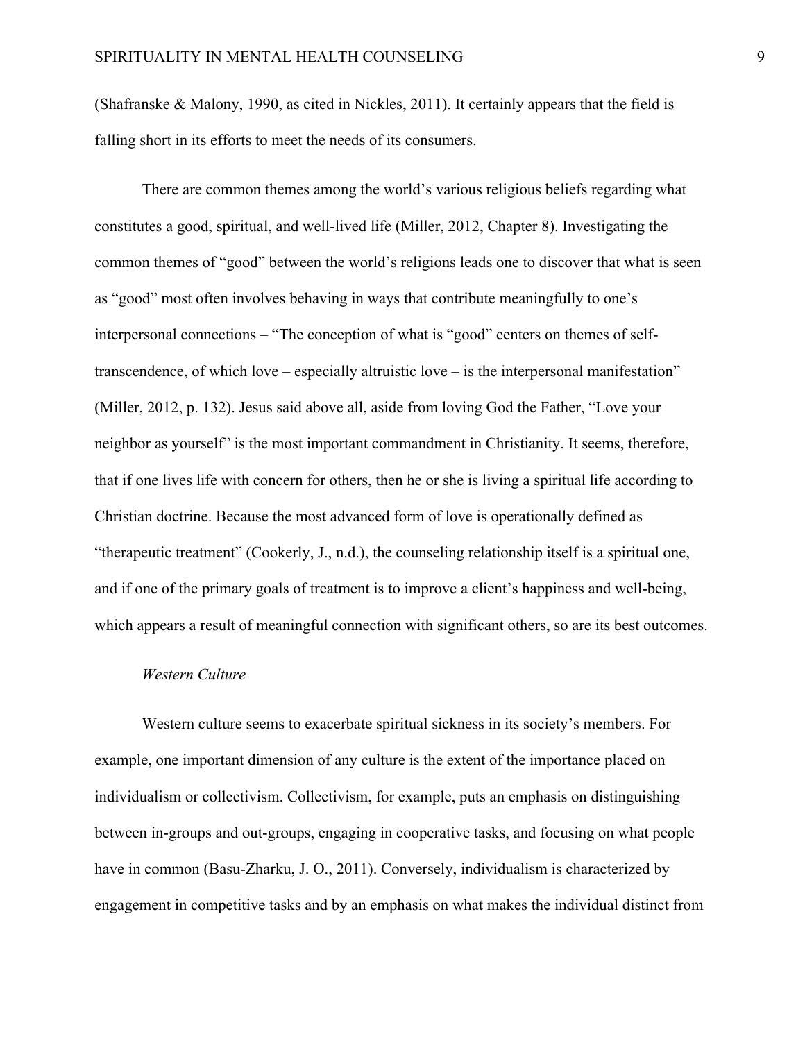(Shafranske & Malony, 1990, as cited in Nickles, 2011). It certainly appears that the field is falling short in its efforts to meet the needs of its consumers.

There are common themes among the world's various religious beliefs regarding what constitutes a good, spiritual, and well-lived life (Miller, 2012, Chapter 8). Investigating the common themes of "good" between the world's religions leads one to discover that what is seen as "good" most often involves behaving in ways that contribute meaningfully to one's interpersonal connections – "The conception of what is "good" centers on themes of self-transcendence, of which love – especially altruistic love – is the interpersonal manifestation" (Miller, 2012, p. 132). Jesus said above all, aside from loving God the Father, "Love your neighbor as yourself" is the most important commandment in Christianity. It seems, therefore, that if one lives life with concern for others, then he or she is living a spiritual life according to Christian doctrine. Because the most advanced form of love is operationally defined as "therapeutic treatment" (Cookerly, J., n.d.), the counseling relationship itself is a spiritual one, and if one of the primary goals of treatment is to improve a client's happiness and well-being, which appears a result of meaningful connection with significant others, so are its best outcomes.

### *Western Culture*

Western culture seems to exacerbate spiritual sickness in its society's members. For example, one important dimension of any culture is the extent of the importance placed on individualism or collectivism. Collectivism, for example, puts an emphasis on distinguishing between in-groups and out-groups, engaging in cooperative tasks, and focusing on what people have in common (Basu-Zharku, J. O., 2011). Conversely, individualism is characterized by engagement in competitive tasks and by an emphasis on what makes the individual distinct from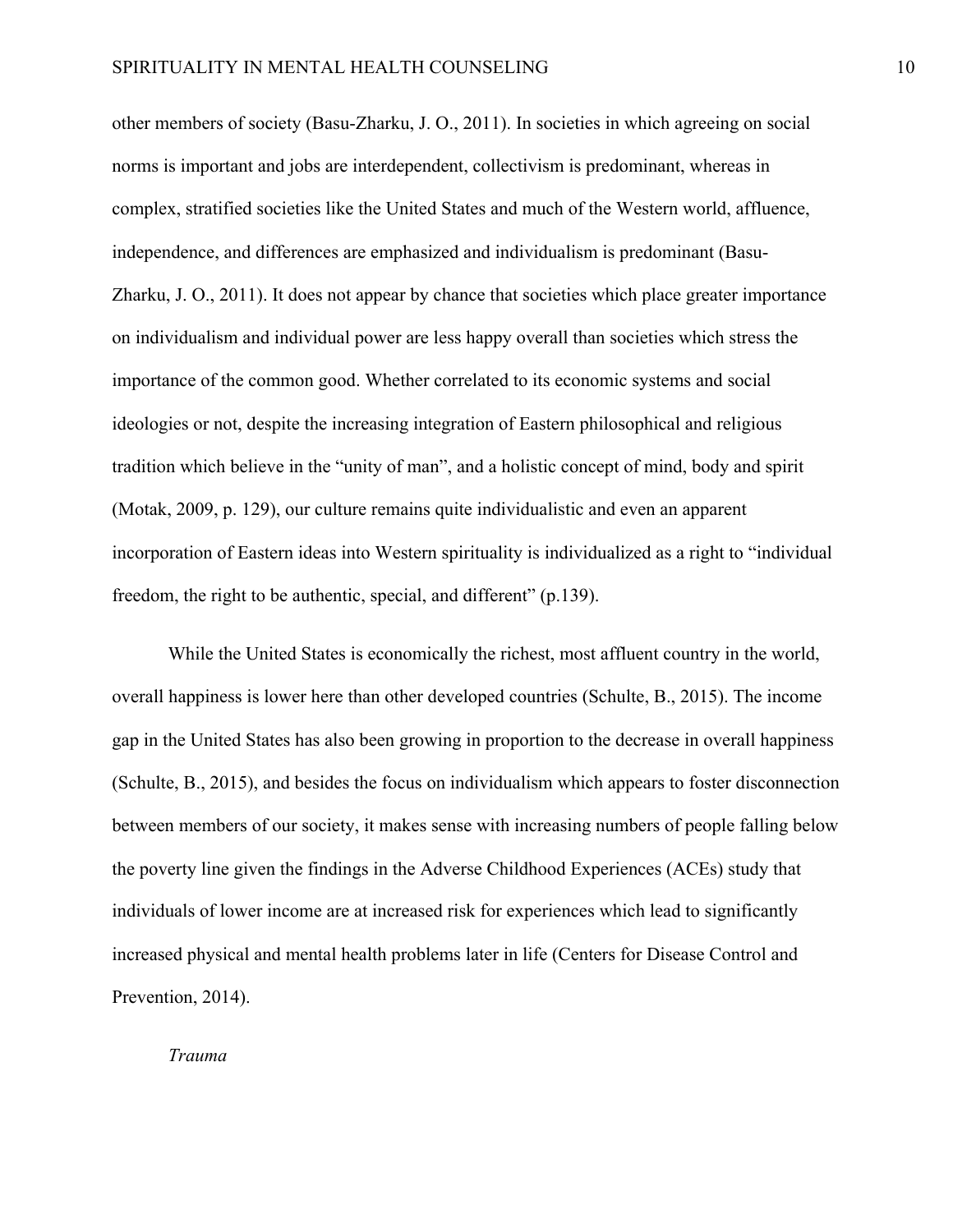other members of society (Basu-Zharku, J. O., 2011). In societies in which agreeing on social norms is important and jobs are interdependent, collectivism is predominant, whereas in complex, stratified societies like the United States and much of the Western world, affluence, independence, and differences are emphasized and individualism is predominant (Basu-Zharku, J. O., 2011). It does not appear by chance that societies which place greater importance on individualism and individual power are less happy overall than societies which stress the importance of the common good. Whether correlated to its economic systems and social ideologies or not, despite the increasing integration of Eastern philosophical and religious tradition which believe in the "unity of man", and a holistic concept of mind, body and spirit (Motak, 2009, p. 129), our culture remains quite individualistic and even an apparent incorporation of Eastern ideas into Western spirituality is individualized as a right to "individual freedom, the right to be authentic, special, and different" (p.139).

While the United States is economically the richest, most affluent country in the world, overall happiness is lower here than other developed countries (Schulte, B., 2015). The income gap in the United States has also been growing in proportion to the decrease in overall happiness (Schulte, B., 2015), and besides the focus on individualism which appears to foster disconnection between members of our society, it makes sense with increasing numbers of people falling below the poverty line given the findings in the Adverse Childhood Experiences (ACEs) study that individuals of lower income are at increased risk for experiences which lead to significantly increased physical and mental health problems later in life (Centers for Disease Control and Prevention, 2014).

*Trauma*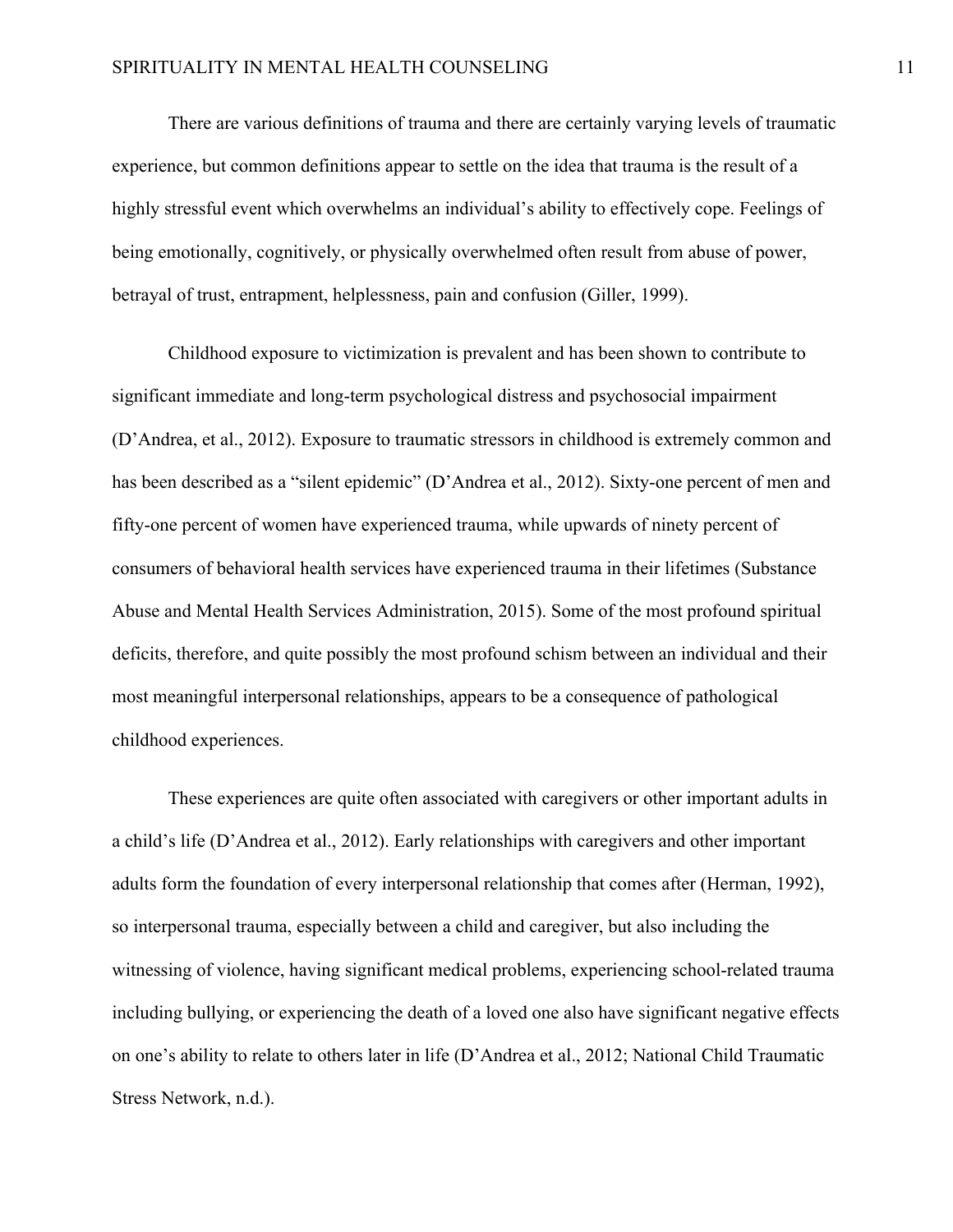There are various definitions of trauma and there are certainly varying levels of traumatic experience, but common definitions appear to settle on the idea that trauma is the result of a highly stressful event which overwhelms an individual's ability to effectively cope. Feelings of being emotionally, cognitively, or physically overwhelmed often result from abuse of power, betrayal of trust, entrapment, helplessness, pain and confusion (Giller, 1999).

Childhood exposure to victimization is prevalent and has been shown to contribute to significant immediate and long-term psychological distress and psychosocial impairment (D'Andrea, et al., 2012). Exposure to traumatic stressors in childhood is extremely common and has been described as a "silent epidemic" (D'Andrea et al., 2012). Sixty-one percent of men and fifty-one percent of women have experienced trauma, while upwards of ninety percent of consumers of behavioral health services have experienced trauma in their lifetimes (Substance Abuse and Mental Health Services Administration, 2015). Some of the most profound spiritual deficits, therefore, and quite possibly the most profound schism between an individual and their most meaningful interpersonal relationships, appears to be a consequence of pathological childhood experiences.

These experiences are quite often associated with caregivers or other important adults in a child's life (D'Andrea et al., 2012). Early relationships with caregivers and other important adults form the foundation of every interpersonal relationship that comes after (Herman, 1992), so interpersonal trauma, especially between a child and caregiver, but also including the witnessing of violence, having significant medical problems, experiencing school-related trauma including bullying, or experiencing the death of a loved one also have significant negative effects on one's ability to relate to others later in life (D'Andrea et al., 2012; National Child Traumatic Stress Network, n.d.).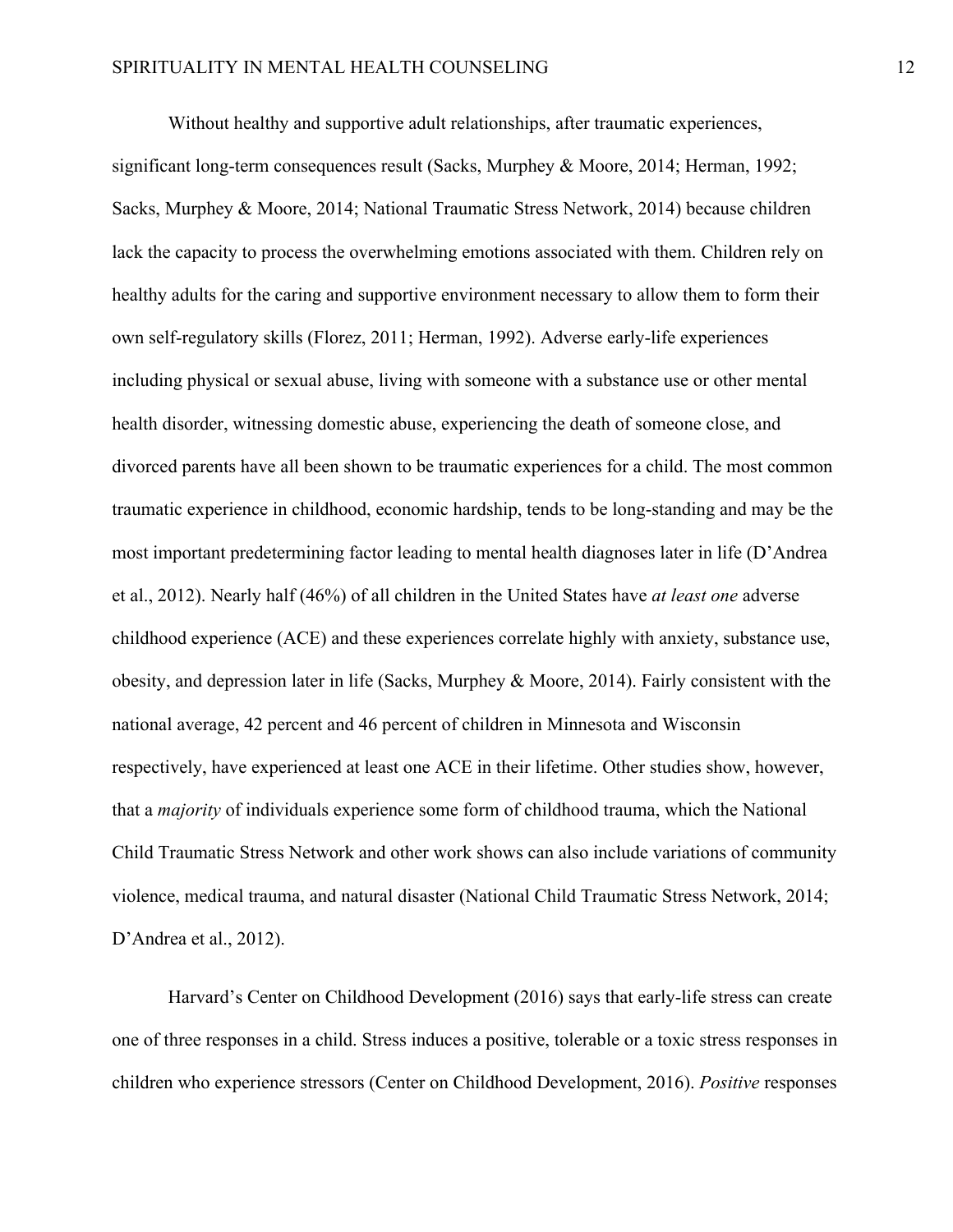Without healthy and supportive adult relationships, after traumatic experiences, significant long-term consequences result (Sacks, Murphey & Moore, 2014; Herman, 1992; Sacks, Murphey & Moore, 2014; National Traumatic Stress Network, 2014) because children lack the capacity to process the overwhelming emotions associated with them. Children rely on healthy adults for the caring and supportive environment necessary to allow them to form their own self-regulatory skills (Florez, 2011; Herman, 1992). Adverse early-life experiences including physical or sexual abuse, living with someone with a substance use or other mental health disorder, witnessing domestic abuse, experiencing the death of someone close, and divorced parents have all been shown to be traumatic experiences for a child. The most common traumatic experience in childhood, economic hardship, tends to be long-standing and may be the most important predetermining factor leading to mental health diagnoses later in life (D'Andrea et al., 2012). Nearly half (46%) of all children in the United States have *at least one* adverse childhood experience (ACE) and these experiences correlate highly with anxiety, substance use, obesity, and depression later in life (Sacks, Murphey & Moore, 2014). Fairly consistent with the national average, 42 percent and 46 percent of children in Minnesota and Wisconsin respectively, have experienced at least one ACE in their lifetime. Other studies show, however, that a *majority* of individuals experience some form of childhood trauma, which the National Child Traumatic Stress Network and other work shows can also include variations of community violence, medical trauma, and natural disaster (National Child Traumatic Stress Network, 2014; D'Andrea et al., 2012).

Harvard's Center on Childhood Development (2016) says that early-life stress can create one of three responses in a child. Stress induces a positive, tolerable or a toxic stress responses in children who experience stressors (Center on Childhood Development, 2016). *Positive* responses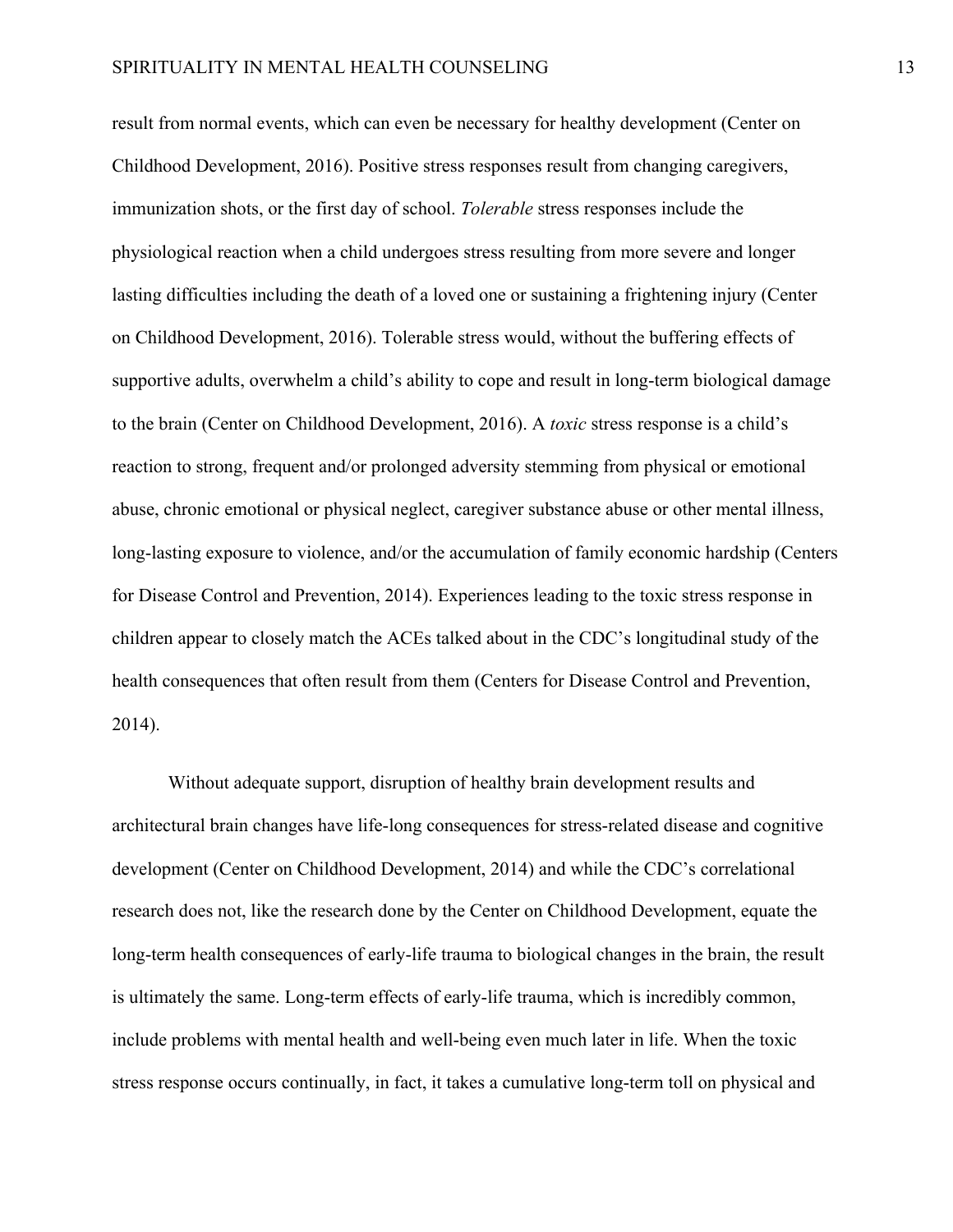result from normal events, which can even be necessary for healthy development (Center on Childhood Development, 2016). Positive stress responses result from changing caregivers, immunization shots, or the first day of school. *Tolerable* stress responses include the physiological reaction when a child undergoes stress resulting from more severe and longer lasting difficulties including the death of a loved one or sustaining a frightening injury (Center on Childhood Development, 2016). Tolerable stress would, without the buffering effects of supportive adults, overwhelm a child's ability to cope and result in long-term biological damage to the brain (Center on Childhood Development, 2016). A *toxic* stress response is a child's reaction to strong, frequent and/or prolonged adversity stemming from physical or emotional abuse, chronic emotional or physical neglect, caregiver substance abuse or other mental illness, long-lasting exposure to violence, and/or the accumulation of family economic hardship (Centers for Disease Control and Prevention, 2014). Experiences leading to the toxic stress response in children appear to closely match the ACEs talked about in the CDC's longitudinal study of the health consequences that often result from them (Centers for Disease Control and Prevention, 2014).

Without adequate support, disruption of healthy brain development results and architectural brain changes have life-long consequences for stress-related disease and cognitive development (Center on Childhood Development, 2014) and while the CDC's correlational research does not, like the research done by the Center on Childhood Development, equate the long-term health consequences of early-life trauma to biological changes in the brain, the result is ultimately the same. Long-term effects of early-life trauma, which is incredibly common, include problems with mental health and well-being even much later in life. When the toxic stress response occurs continually, in fact, it takes a cumulative long-term toll on physical and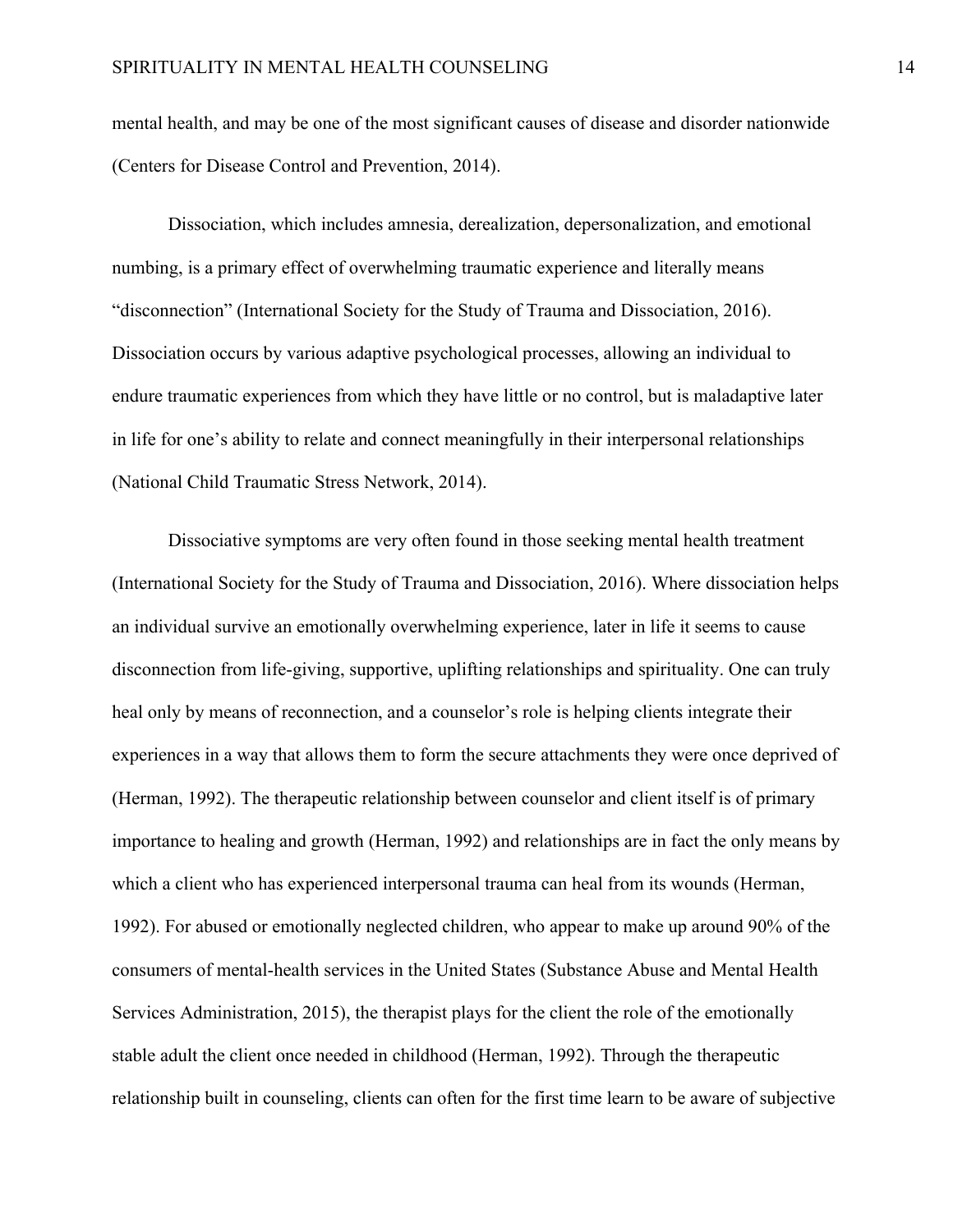mental health, and may be one of the most significant causes of disease and disorder nationwide (Centers for Disease Control and Prevention, 2014).

Dissociation, which includes amnesia, derealization, depersonalization, and emotional numbing, is a primary effect of overwhelming traumatic experience and literally means "disconnection" (International Society for the Study of Trauma and Dissociation, 2016). Dissociation occurs by various adaptive psychological processes, allowing an individual to endure traumatic experiences from which they have little or no control, but is maladaptive later in life for one's ability to relate and connect meaningfully in their interpersonal relationships (National Child Traumatic Stress Network, 2014).

Dissociative symptoms are very often found in those seeking mental health treatment (International Society for the Study of Trauma and Dissociation, 2016). Where dissociation helps an individual survive an emotionally overwhelming experience, later in life it seems to cause disconnection from life-giving, supportive, uplifting relationships and spirituality. One can truly heal only by means of reconnection, and a counselor's role is helping clients integrate their experiences in a way that allows them to form the secure attachments they were once deprived of (Herman, 1992). The therapeutic relationship between counselor and client itself is of primary importance to healing and growth (Herman, 1992) and relationships are in fact the only means by which a client who has experienced interpersonal trauma can heal from its wounds (Herman, 1992). For abused or emotionally neglected children, who appear to make up around 90% of the consumers of mental-health services in the United States (Substance Abuse and Mental Health Services Administration, 2015), the therapist plays for the client the role of the emotionally stable adult the client once needed in childhood (Herman, 1992). Through the therapeutic relationship built in counseling, clients can often for the first time learn to be aware of subjective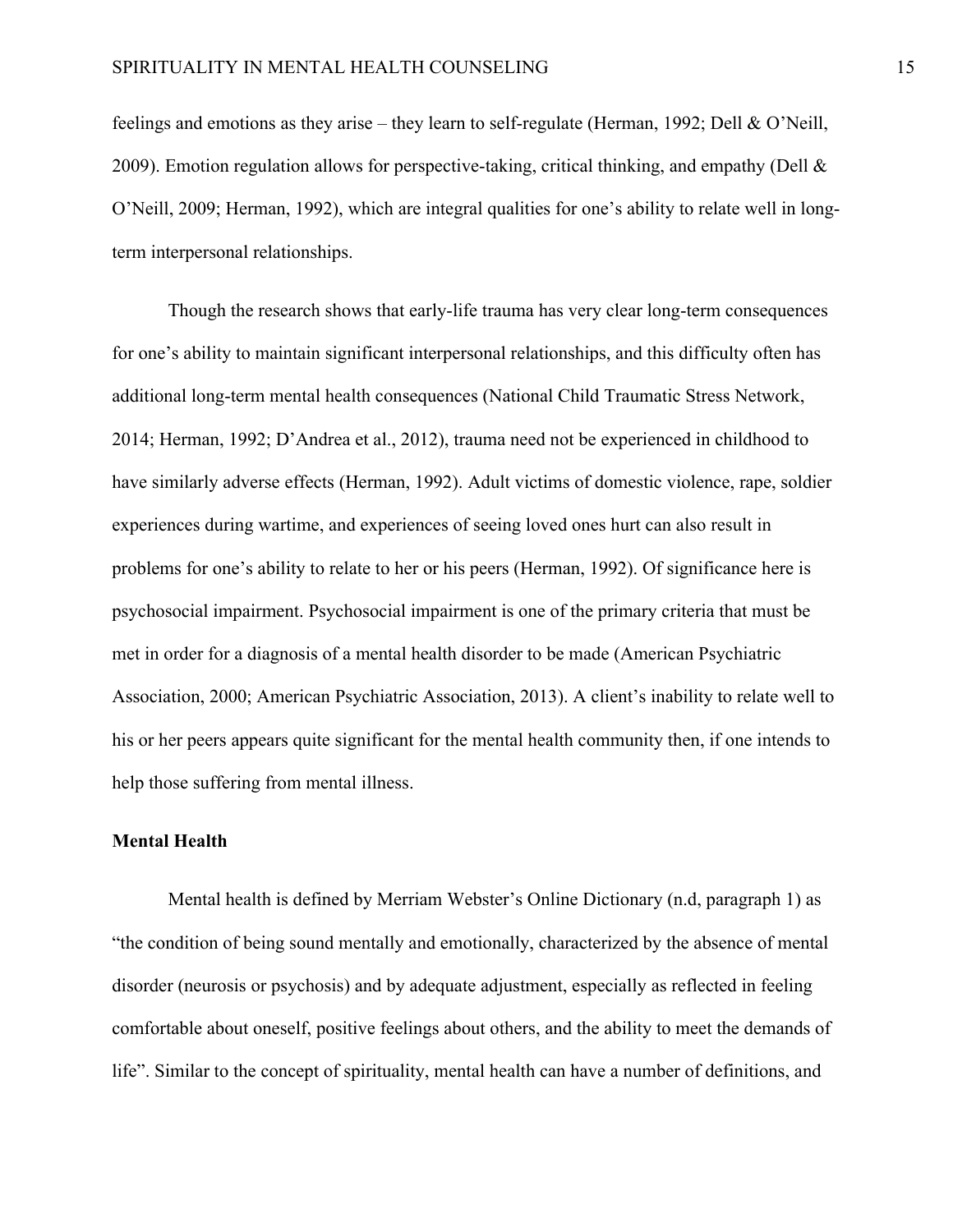feelings and emotions as they arise – they learn to self-regulate (Herman, 1992; Dell & O'Neill, 2009). Emotion regulation allows for perspective-taking, critical thinking, and empathy (Dell & O'Neill, 2009; Herman, 1992), which are integral qualities for one's ability to relate well in long-term interpersonal relationships.

Though the research shows that early-life trauma has very clear long-term consequences for one's ability to maintain significant interpersonal relationships, and this difficulty often has additional long-term mental health consequences (National Child Traumatic Stress Network, 2014; Herman, 1992; D'Andrea et al., 2012), trauma need not be experienced in childhood to have similarly adverse effects (Herman, 1992). Adult victims of domestic violence, rape, soldier experiences during wartime, and experiences of seeing loved ones hurt can also result in problems for one's ability to relate to her or his peers (Herman, 1992). Of significance here is psychosocial impairment. Psychosocial impairment is one of the primary criteria that must be met in order for a diagnosis of a mental health disorder to be made (American Psychiatric Association, 2000; American Psychiatric Association, 2013). A client's inability to relate well to his or her peers appears quite significant for the mental health community then, if one intends to help those suffering from mental illness.

**Mental Health**

Mental health is defined by Merriam Webster's Online Dictionary (n.d, paragraph 1) as "the condition of being sound mentally and emotionally, characterized by the absence of mental disorder (neurosis or psychosis) and by adequate adjustment, especially as reflected in feeling comfortable about oneself, positive feelings about others, and the ability to meet the demands of life". Similar to the concept of spirituality, mental health can have a number of definitions, and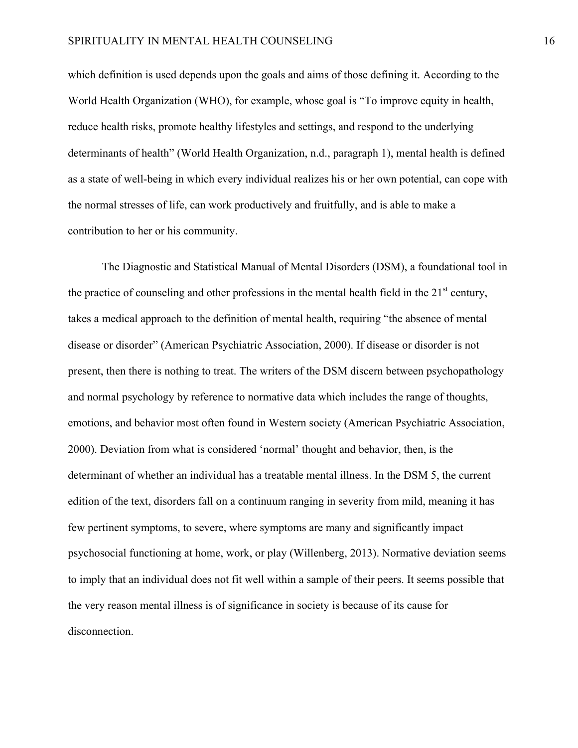which definition is used depends upon the goals and aims of those defining it. According to the World Health Organization (WHO), for example, whose goal is "To improve equity in health, reduce health risks, promote healthy lifestyles and settings, and respond to the underlying determinants of health" (World Health Organization, n.d., paragraph 1), mental health is defined as a state of well-being in which every individual realizes his or her own potential, can cope with the normal stresses of life, can work productively and fruitfully, and is able to make a contribution to her or his community.

The Diagnostic and Statistical Manual of Mental Disorders (DSM), a foundational tool in the practice of counseling and other professions in the mental health field in the 21st century, takes a medical approach to the definition of mental health, requiring "the absence of mental disease or disorder" (American Psychiatric Association, 2000). If disease or disorder is not present, then there is nothing to treat. The writers of the DSM discern between psychopathology and normal psychology by reference to normative data which includes the range of thoughts, emotions, and behavior most often found in Western society (American Psychiatric Association, 2000). Deviation from what is considered 'normal' thought and behavior, then, is the determinant of whether an individual has a treatable mental illness. In the DSM 5, the current edition of the text, disorders fall on a continuum ranging in severity from mild, meaning it has few pertinent symptoms, to severe, where symptoms are many and significantly impact psychosocial functioning at home, work, or play (Willenberg, 2013). Normative deviation seems to imply that an individual does not fit well within a sample of their peers. It seems possible that the very reason mental illness is of significance in society is because of its cause for disconnection.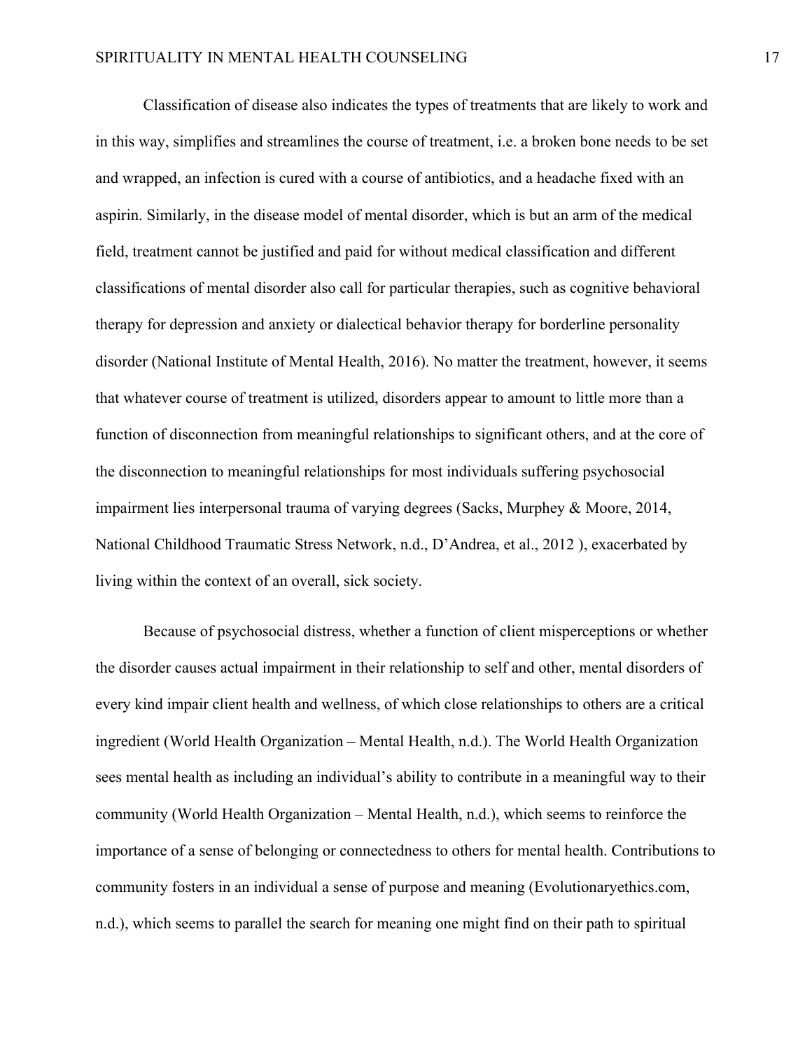Classification of disease also indicates the types of treatments that are likely to work and in this way, simplifies and streamlines the course of treatment, i.e. a broken bone needs to be set and wrapped, an infection is cured with a course of antibiotics, and a headache fixed with an aspirin. Similarly, in the disease model of mental disorder, which is but an arm of the medical field, treatment cannot be justified and paid for without medical classification and different classifications of mental disorder also call for particular therapies, such as cognitive behavioral therapy for depression and anxiety or dialectical behavior therapy for borderline personality disorder (National Institute of Mental Health, 2016). No matter the treatment, however, it seems that whatever course of treatment is utilized, disorders appear to amount to little more than a function of disconnection from meaningful relationships to significant others, and at the core of the disconnection to meaningful relationships for most individuals suffering psychosocial impairment lies interpersonal trauma of varying degrees (Sacks, Murphey & Moore, 2014, National Childhood Traumatic Stress Network, n.d., D'Andrea, et al., 2012 ), exacerbated by living within the context of an overall, sick society.

Because of psychosocial distress, whether a function of client misperceptions or whether the disorder causes actual impairment in their relationship to self and other, mental disorders of every kind impair client health and wellness, of which close relationships to others are a critical ingredient (World Health Organization – Mental Health, n.d.). The World Health Organization sees mental health as including an individual's ability to contribute in a meaningful way to their community (World Health Organization – Mental Health, n.d.), which seems to reinforce the importance of a sense of belonging or connectedness to others for mental health. Contributions to community fosters in an individual a sense of purpose and meaning (Evolutionaryethics.com, n.d.), which seems to parallel the search for meaning one might find on their path to spiritual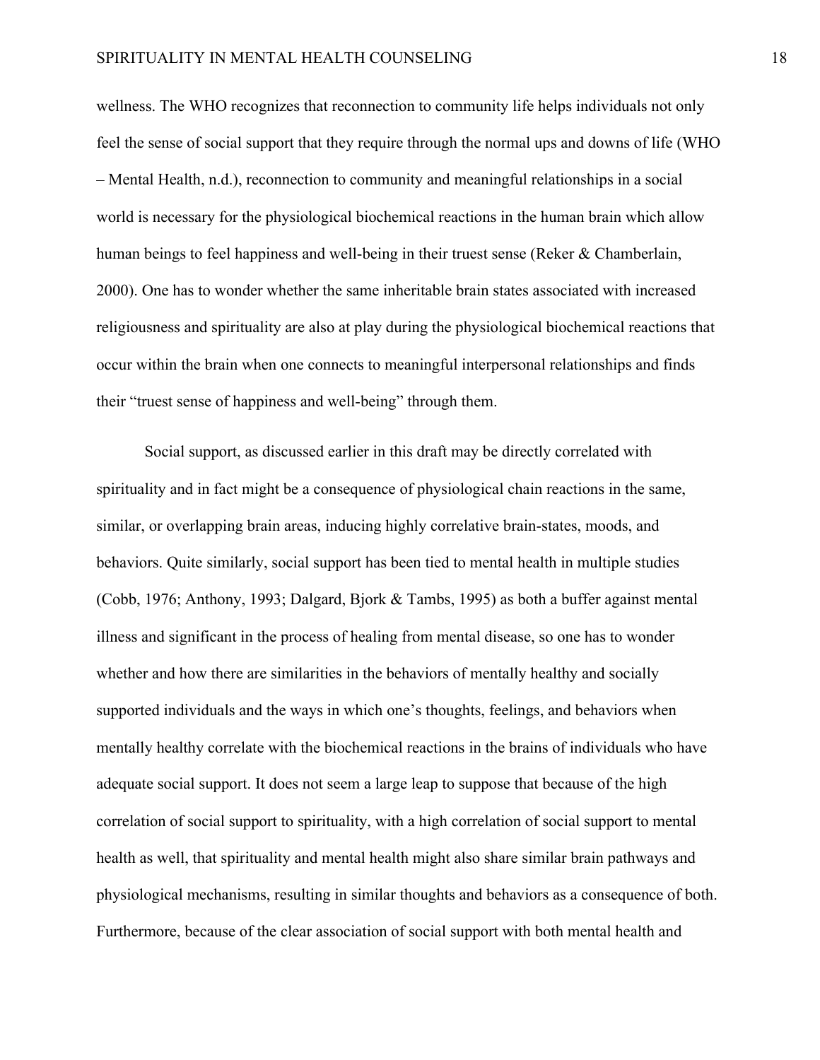wellness. The WHO recognizes that reconnection to community life helps individuals not only feel the sense of social support that they require through the normal ups and downs of life (WHO – Mental Health, n.d.), reconnection to community and meaningful relationships in a social world is necessary for the physiological biochemical reactions in the human brain which allow human beings to feel happiness and well-being in their truest sense (Reker & Chamberlain, 2000). One has to wonder whether the same inheritable brain states associated with increased religiousness and spirituality are also at play during the physiological biochemical reactions that occur within the brain when one connects to meaningful interpersonal relationships and finds their "truest sense of happiness and well-being" through them.

Social support, as discussed earlier in this draft may be directly correlated with spirituality and in fact might be a consequence of physiological chain reactions in the same, similar, or overlapping brain areas, inducing highly correlative brain-states, moods, and behaviors. Quite similarly, social support has been tied to mental health in multiple studies (Cobb, 1976; Anthony, 1993; Dalgard, Bjork & Tambs, 1995) as both a buffer against mental illness and significant in the process of healing from mental disease, so one has to wonder whether and how there are similarities in the behaviors of mentally healthy and socially supported individuals and the ways in which one's thoughts, feelings, and behaviors when mentally healthy correlate with the biochemical reactions in the brains of individuals who have adequate social support. It does not seem a large leap to suppose that because of the high correlation of social support to spirituality, with a high correlation of social support to mental health as well, that spirituality and mental health might also share similar brain pathways and physiological mechanisms, resulting in similar thoughts and behaviors as a consequence of both. Furthermore, because of the clear association of social support with both mental health and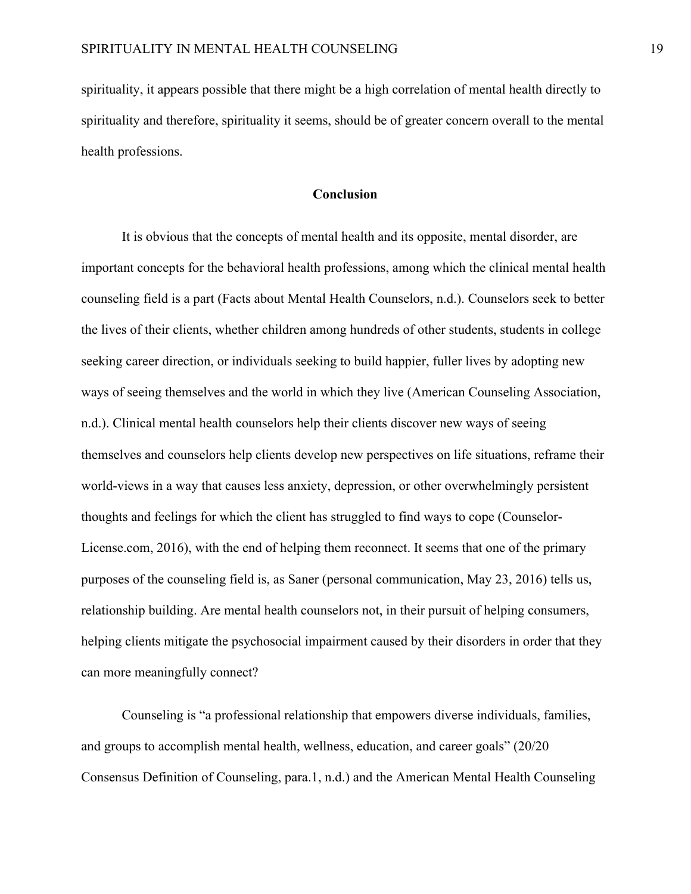spirituality, it appears possible that there might be a high correlation of mental health directly to spirituality and therefore, spirituality it seems, should be of greater concern overall to the mental health professions.

## Conclusion

It is obvious that the concepts of mental health and its opposite, mental disorder, are important concepts for the behavioral health professions, among which the clinical mental health counseling field is a part (Facts about Mental Health Counselors, n.d.). Counselors seek to better the lives of their clients, whether children among hundreds of other students, students in college seeking career direction, or individuals seeking to build happier, fuller lives by adopting new ways of seeing themselves and the world in which they live (American Counseling Association, n.d.). Clinical mental health counselors help their clients discover new ways of seeing themselves and counselors help clients develop new perspectives on life situations, reframe their world-views in a way that causes less anxiety, depression, or other overwhelmingly persistent thoughts and feelings for which the client has struggled to find ways to cope (Counselor-License.com, 2016), with the end of helping them reconnect. It seems that one of the primary purposes of the counseling field is, as Saner (personal communication, May 23, 2016) tells us, relationship building. Are mental health counselors not, in their pursuit of helping consumers, helping clients mitigate the psychosocial impairment caused by their disorders in order that they can more meaningfully connect?

Counseling is "a professional relationship that empowers diverse individuals, families, and groups to accomplish mental health, wellness, education, and career goals" (20/20 Consensus Definition of Counseling, para.1, n.d.) and the American Mental Health Counseling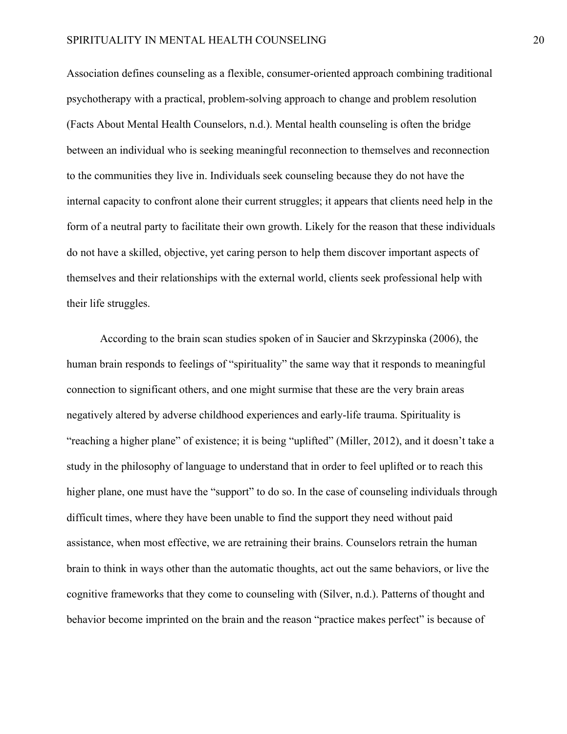Association defines counseling as a flexible, consumer-oriented approach combining traditional psychotherapy with a practical, problem-solving approach to change and problem resolution (Facts About Mental Health Counselors, n.d.). Mental health counseling is often the bridge between an individual who is seeking meaningful reconnection to themselves and reconnection to the communities they live in. Individuals seek counseling because they do not have the internal capacity to confront alone their current struggles; it appears that clients need help in the form of a neutral party to facilitate their own growth. Likely for the reason that these individuals do not have a skilled, objective, yet caring person to help them discover important aspects of themselves and their relationships with the external world, clients seek professional help with their life struggles.

According to the brain scan studies spoken of in Saucier and Skrzypinska (2006), the human brain responds to feelings of "spirituality" the same way that it responds to meaningful connection to significant others, and one might surmise that these are the very brain areas negatively altered by adverse childhood experiences and early-life trauma. Spirituality is "reaching a higher plane" of existence; it is being "uplifted" (Miller, 2012), and it doesn't take a study in the philosophy of language to understand that in order to feel uplifted or to reach this higher plane, one must have the "support" to do so. In the case of counseling individuals through difficult times, where they have been unable to find the support they need without paid assistance, when most effective, we are retraining their brains. Counselors retrain the human brain to think in ways other than the automatic thoughts, act out the same behaviors, or live the cognitive frameworks that they come to counseling with (Silver, n.d.). Patterns of thought and behavior become imprinted on the brain and the reason "practice makes perfect" is because of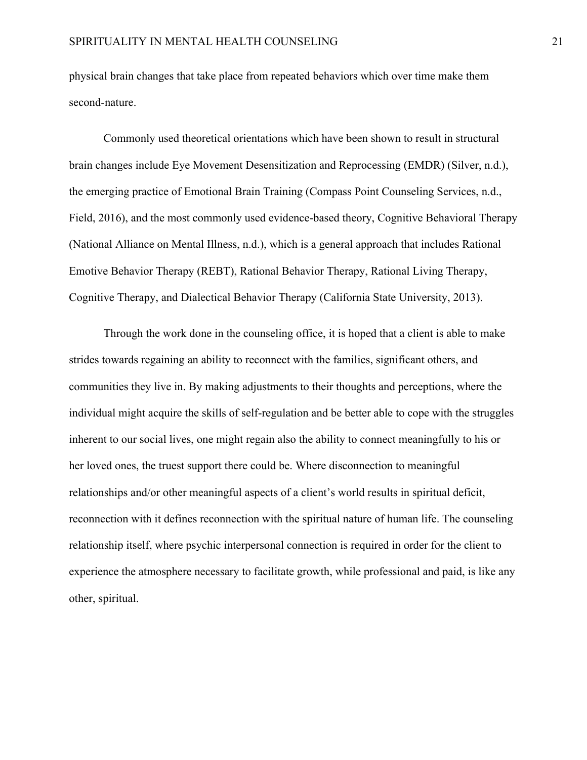physical brain changes that take place from repeated behaviors which over time make them second-nature.

Commonly used theoretical orientations which have been shown to result in structural brain changes include Eye Movement Desensitization and Reprocessing (EMDR) (Silver, n.d.), the emerging practice of Emotional Brain Training (Compass Point Counseling Services, n.d., Field, 2016), and the most commonly used evidence-based theory, Cognitive Behavioral Therapy (National Alliance on Mental Illness, n.d.), which is a general approach that includes Rational Emotive Behavior Therapy (REBT), Rational Behavior Therapy, Rational Living Therapy, Cognitive Therapy, and Dialectical Behavior Therapy (California State University, 2013).

Through the work done in the counseling office, it is hoped that a client is able to make strides towards regaining an ability to reconnect with the families, significant others, and communities they live in. By making adjustments to their thoughts and perceptions, where the individual might acquire the skills of self-regulation and be better able to cope with the struggles inherent to our social lives, one might regain also the ability to connect meaningfully to his or her loved ones, the truest support there could be. Where disconnection to meaningful relationships and/or other meaningful aspects of a client's world results in spiritual deficit, reconnection with it defines reconnection with the spiritual nature of human life. The counseling relationship itself, where psychic interpersonal connection is required in order for the client to experience the atmosphere necessary to facilitate growth, while professional and paid, is like any other, spiritual.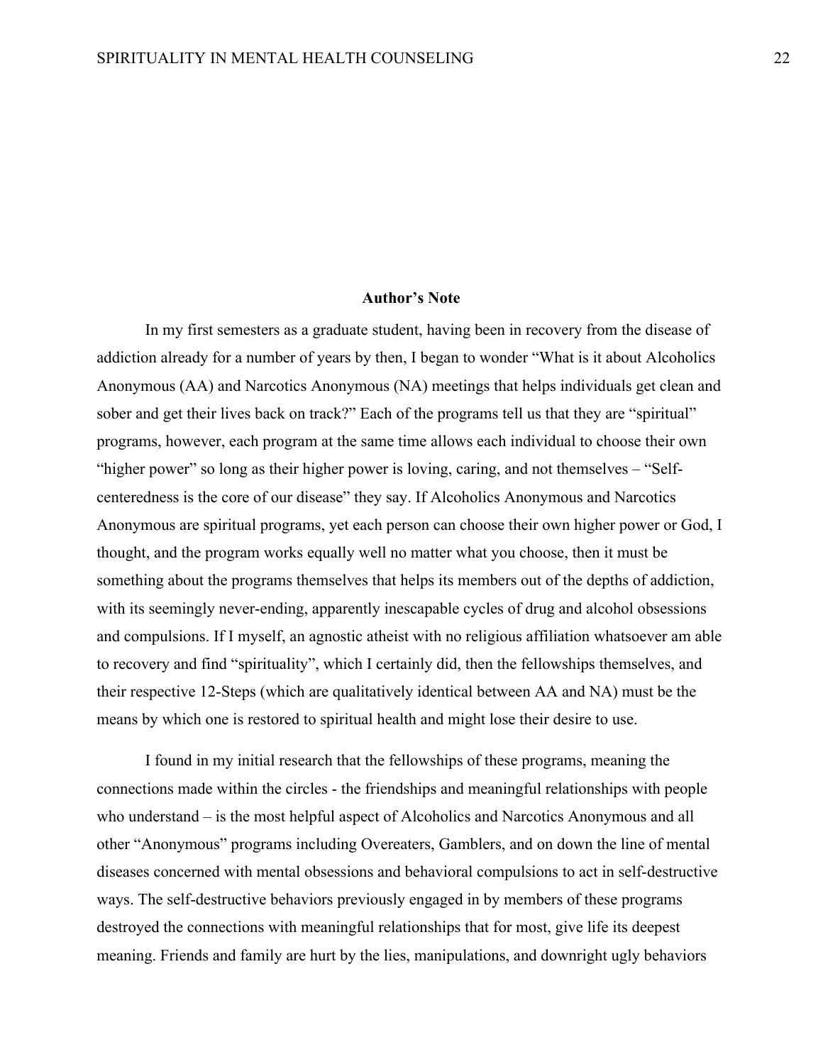## Author's Note

In my first semesters as a graduate student, having been in recovery from the disease of addiction already for a number of years by then, I began to wonder "What is it about Alcoholics Anonymous (AA) and Narcotics Anonymous (NA) meetings that helps individuals get clean and sober and get their lives back on track?" Each of the programs tell us that they are "spiritual" programs, however, each program at the same time allows each individual to choose their own "higher power" so long as their higher power is loving, caring, and not themselves – "Self-centeredness is the core of our disease" they say. If Alcoholics Anonymous and Narcotics Anonymous are spiritual programs, yet each person can choose their own higher power or God, I thought, and the program works equally well no matter what you choose, then it must be something about the programs themselves that helps its members out of the depths of addiction, with its seemingly never-ending, apparently inescapable cycles of drug and alcohol obsessions and compulsions. If I myself, an agnostic atheist with no religious affiliation whatsoever am able to recovery and find "spirituality", which I certainly did, then the fellowships themselves, and their respective 12-Steps (which are qualitatively identical between AA and NA) must be the means by which one is restored to spiritual health and might lose their desire to use.

I found in my initial research that the fellowships of these programs, meaning the connections made within the circles - the friendships and meaningful relationships with people who understand – is the most helpful aspect of Alcoholics and Narcotics Anonymous and all other "Anonymous" programs including Overeaters, Gamblers, and on down the line of mental diseases concerned with mental obsessions and behavioral compulsions to act in self-destructive ways. The self-destructive behaviors previously engaged in by members of these programs destroyed the connections with meaningful relationships that for most, give life its deepest meaning. Friends and family are hurt by the lies, manipulations, and downright ugly behaviors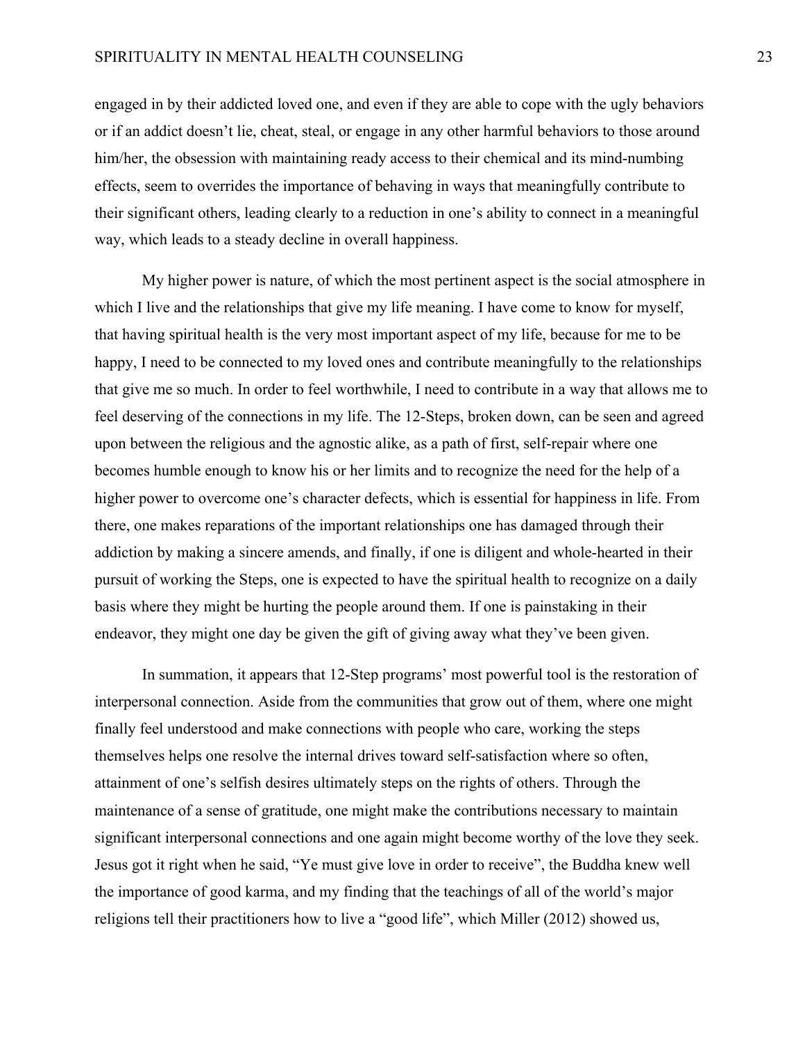engaged in by their addicted loved one, and even if they are able to cope with the ugly behaviors or if an addict doesn't lie, cheat, steal, or engage in any other harmful behaviors to those around him/her, the obsession with maintaining ready access to their chemical and its mind-numbing effects, seem to overrides the importance of behaving in ways that meaningfully contribute to their significant others, leading clearly to a reduction in one's ability to connect in a meaningful way, which leads to a steady decline in overall happiness.

My higher power is nature, of which the most pertinent aspect is the social atmosphere in which I live and the relationships that give my life meaning. I have come to know for myself, that having spiritual health is the very most important aspect of my life, because for me to be happy, I need to be connected to my loved ones and contribute meaningfully to the relationships that give me so much. In order to feel worthwhile, I need to contribute in a way that allows me to feel deserving of the connections in my life. The 12-Steps, broken down, can be seen and agreed upon between the religious and the agnostic alike, as a path of first, self-repair where one becomes humble enough to know his or her limits and to recognize the need for the help of a higher power to overcome one's character defects, which is essential for happiness in life. From there, one makes reparations of the important relationships one has damaged through their addiction by making a sincere amends, and finally, if one is diligent and whole-hearted in their pursuit of working the Steps, one is expected to have the spiritual health to recognize on a daily basis where they might be hurting the people around them. If one is painstaking in their endeavor, they might one day be given the gift of giving away what they've been given.

In summation, it appears that 12-Step programs' most powerful tool is the restoration of interpersonal connection. Aside from the communities that grow out of them, where one might finally feel understood and make connections with people who care, working the steps themselves helps one resolve the internal drives toward self-satisfaction where so often, attainment of one's selfish desires ultimately steps on the rights of others. Through the maintenance of a sense of gratitude, one might make the contributions necessary to maintain significant interpersonal connections and one again might become worthy of the love they seek. Jesus got it right when he said, "Ye must give love in order to receive", the Buddha knew well the importance of good karma, and my finding that the teachings of all of the world's major religions tell their practitioners how to live a "good life", which Miller (2012) showed us,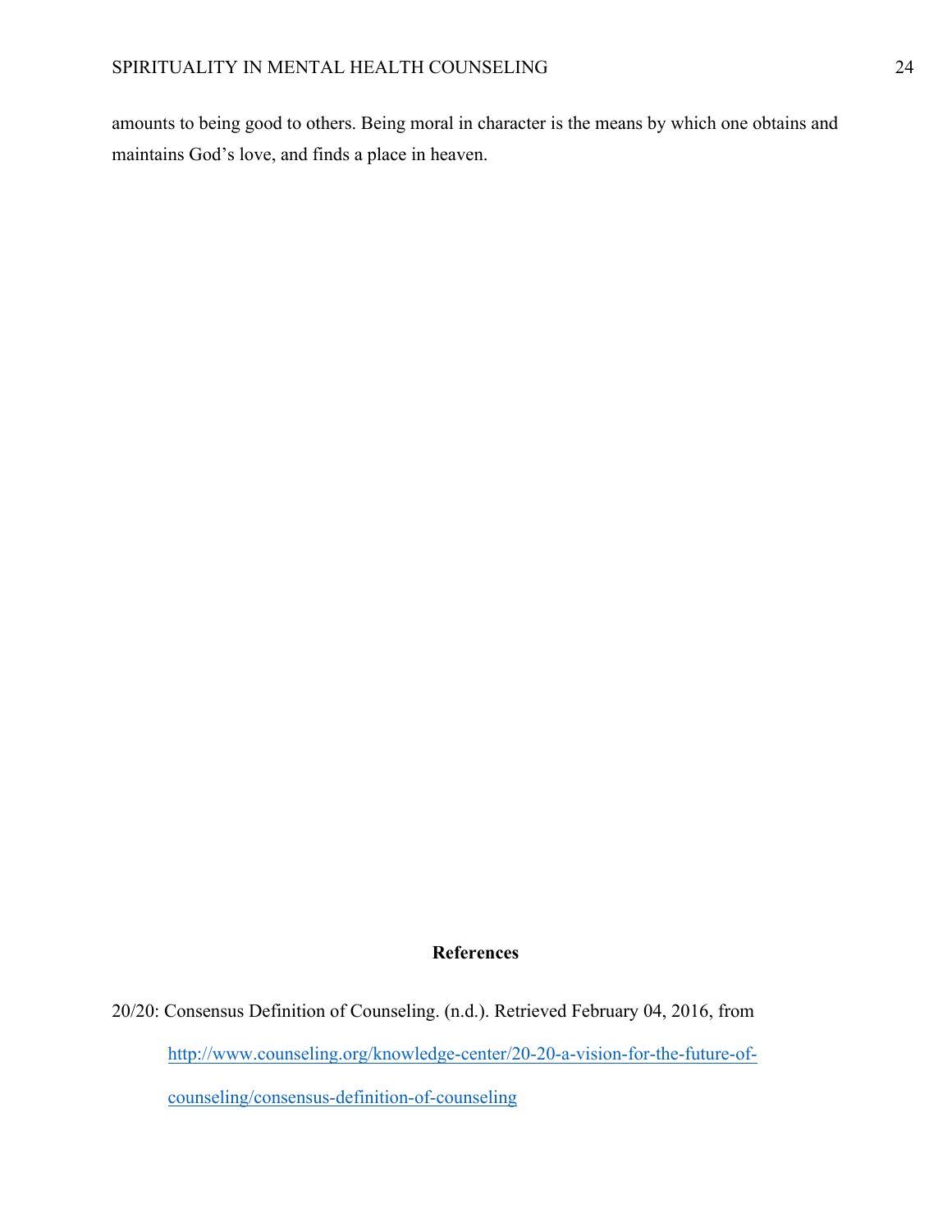amounts to being good to others. Being moral in character is the means by which one obtains and maintains God's love, and finds a place in heaven.

## References

20/20: Consensus Definition of Counseling. (n.d.). Retrieved February 04, 2016, from http://www.counseling.org/knowledge-center/20-20-a-vision-for-the-future-of-counseling/consensus-definition-of-counseling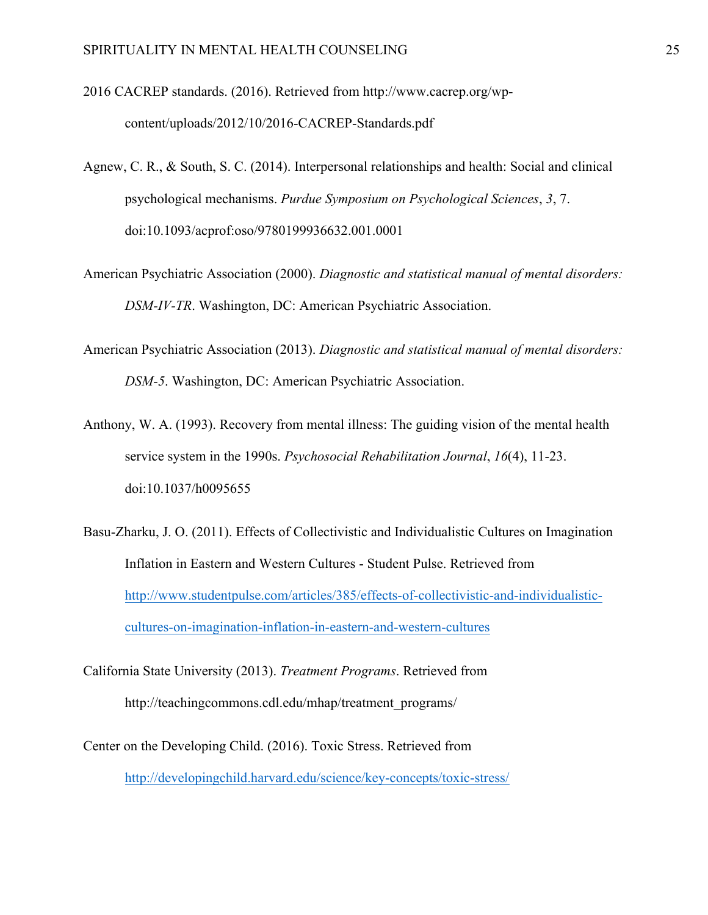2016 CACREP standards. (2016). Retrieved from http://www.cacrep.org/wp-content/uploads/2012/10/2016-CACREP-Standards.pdf

Agnew, C. R., & South, S. C. (2014). Interpersonal relationships and health: Social and clinical psychological mechanisms. *Purdue Symposium on Psychological Sciences*, *3*, 7. doi:10.1093/acprof:oso/9780199936632.001.0001

American Psychiatric Association (2000). *Diagnostic and statistical manual of mental disorders: DSM-IV-TR*. Washington, DC: American Psychiatric Association.

American Psychiatric Association (2013). *Diagnostic and statistical manual of mental disorders: DSM-5*. Washington, DC: American Psychiatric Association.

Anthony, W. A. (1993). Recovery from mental illness: The guiding vision of the mental health service system in the 1990s. *Psychosocial Rehabilitation Journal*, *16*(4), 11-23. doi:10.1037/h0095655

Basu-Zharku, J. O. (2011). Effects of Collectivistic and Individualistic Cultures on Imagination Inflation in Eastern and Western Cultures - Student Pulse. Retrieved from http://www.studentpulse.com/articles/385/effects-of-collectivistic-and-individualistic-cultures-on-imagination-inflation-in-eastern-and-western-cultures

California State University (2013). *Treatment Programs*. Retrieved from http://teachingcommons.cdl.edu/mhap/treatment_programs/

Center on the Developing Child. (2016). Toxic Stress. Retrieved from http://developingchild.harvard.edu/science/key-concepts/toxic-stress/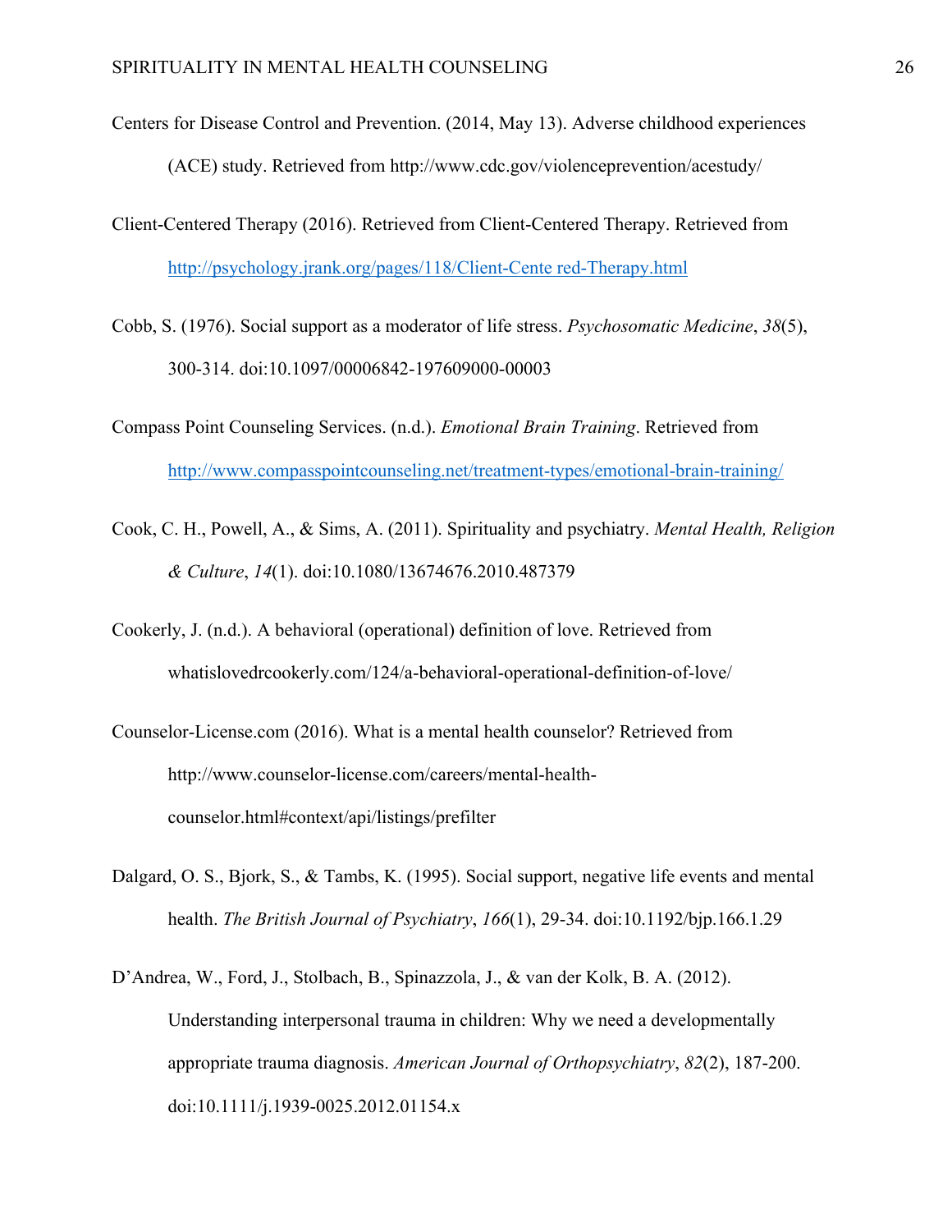Centers for Disease Control and Prevention. (2014, May 13). Adverse childhood experiences (ACE) study. Retrieved from http://www.cdc.gov/violenceprevention/acestudy/

Client-Centered Therapy (2016). Retrieved from Client-Centered Therapy. Retrieved from http://psychology.jrank.org/pages/118/Client-Cente red-Therapy.html

Cobb, S. (1976). Social support as a moderator of life stress. *Psychosomatic Medicine*, *38*(5), 300-314. doi:10.1097/00006842-197609000-00003

Compass Point Counseling Services. (n.d.). *Emotional Brain Training*. Retrieved from http://www.compasspointcounseling.net/treatment-types/emotional-brain-training/

Cook, C. H., Powell, A., & Sims, A. (2011). Spirituality and psychiatry. *Mental Health, Religion & Culture*, *14*(1). doi:10.1080/13674676.2010.487379

Cookerly, J. (n.d.). A behavioral (operational) definition of love. Retrieved from whatislovedrcookerly.com/124/a-behavioral-operational-definition-of-love/

Counselor-License.com (2016). What is a mental health counselor? Retrieved from http://www.counselor-license.com/careers/mental-health-counselor.html#context/api/listings/prefilter

Dalgard, O. S., Bjork, S., & Tambs, K. (1995). Social support, negative life events and mental health. *The British Journal of Psychiatry*, *166*(1), 29-34. doi:10.1192/bjp.166.1.29

D'Andrea, W., Ford, J., Stolbach, B., Spinazzola, J., & van der Kolk, B. A. (2012). Understanding interpersonal trauma in children: Why we need a developmentally appropriate trauma diagnosis. *American Journal of Orthopsychiatry*, *82*(2), 187-200. doi:10.1111/j.1939-0025.2012.01154.x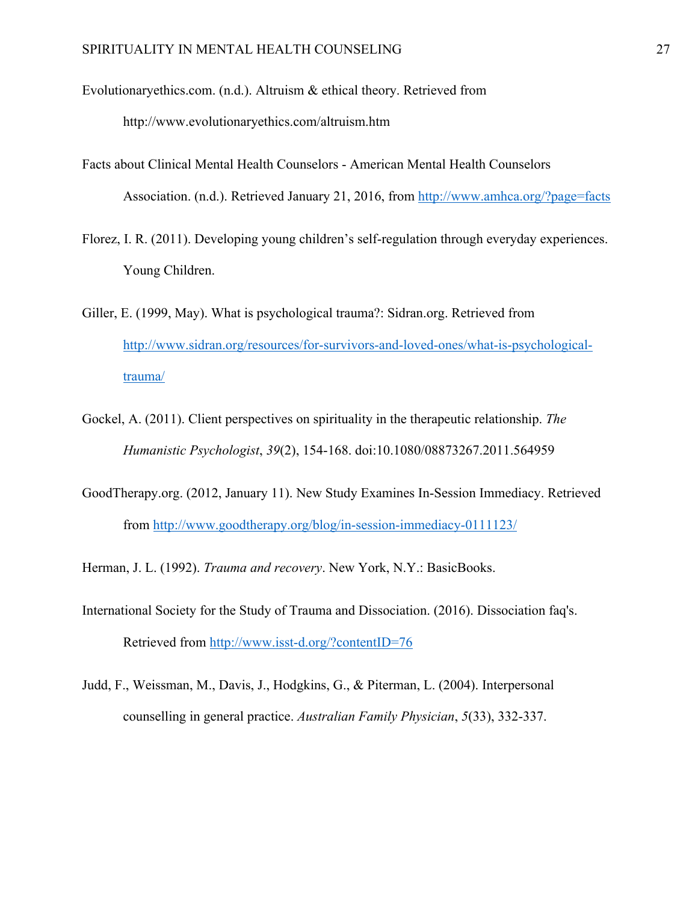Evolutionaryethics.com. (n.d.). Altruism & ethical theory. Retrieved from http://www.evolutionaryethics.com/altruism.htm

Facts about Clinical Mental Health Counselors - American Mental Health Counselors Association. (n.d.). Retrieved January 21, 2016, from http://www.amhca.org/?page=facts

Florez, I. R. (2011). Developing young children's self-regulation through everyday experiences. Young Children.

Giller, E. (1999, May). What is psychological trauma?: Sidran.org. Retrieved from http://www.sidran.org/resources/for-survivors-and-loved-ones/what-is-psychological-trauma/

Gockel, A. (2011). Client perspectives on spirituality in the therapeutic relationship. *The Humanistic Psychologist*, *39*(2), 154-168. doi:10.1080/08873267.2011.564959

GoodTherapy.org. (2012, January 11). New Study Examines In-Session Immediacy. Retrieved from http://www.goodtherapy.org/blog/in-session-immediacy-0111123/

Herman, J. L. (1992). *Trauma and recovery*. New York, N.Y.: BasicBooks.

International Society for the Study of Trauma and Dissociation. (2016). Dissociation faq's. Retrieved from http://www.isst-d.org/?contentID=76

Judd, F., Weissman, M., Davis, J., Hodgkins, G., & Piterman, L. (2004). Interpersonal counselling in general practice. *Australian Family Physician*, *5*(33), 332-337.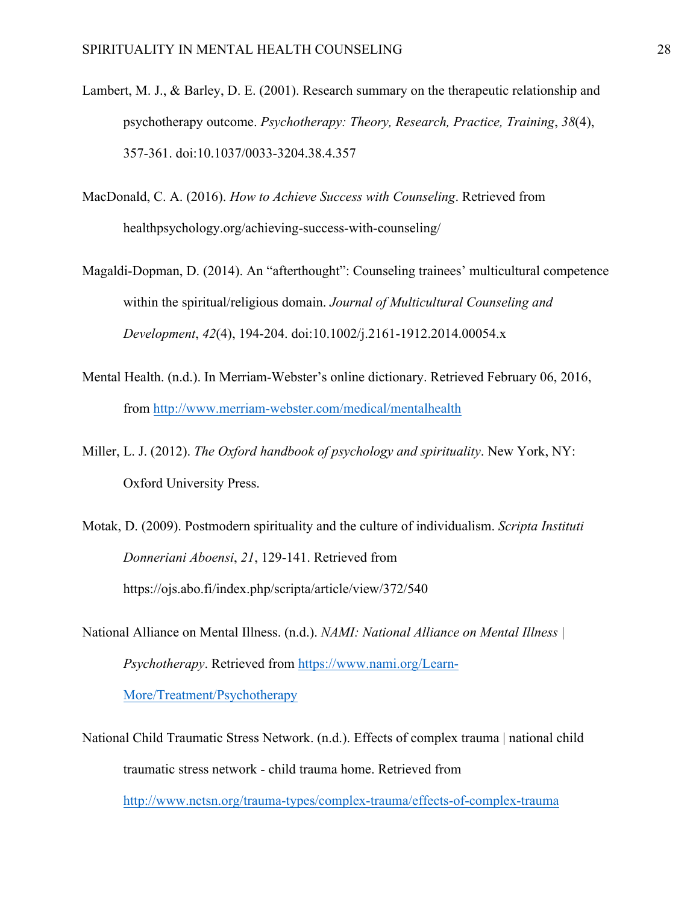Lambert, M. J., & Barley, D. E. (2001). Research summary on the therapeutic relationship and psychotherapy outcome. *Psychotherapy: Theory, Research, Practice, Training*, *38*(4), 357-361. doi:10.1037/0033-3204.38.4.357

MacDonald, C. A. (2016). *How to Achieve Success with Counseling*. Retrieved from healthpsychology.org/achieving-success-with-counseling/

Magaldi-Dopman, D. (2014). An "afterthought": Counseling trainees' multicultural competence within the spiritual/religious domain. *Journal of Multicultural Counseling and Development*, *42*(4), 194-204. doi:10.1002/j.2161-1912.2014.00054.x

Mental Health. (n.d.). In Merriam-Webster's online dictionary. Retrieved February 06, 2016, from http://www.merriam-webster.com/medical/mentalhealth

Miller, L. J. (2012). *The Oxford handbook of psychology and spirituality*. New York, NY: Oxford University Press.

Motak, D. (2009). Postmodern spirituality and the culture of individualism. *Scripta Instituti Donneriani Aboensi*, *21*, 129-141. Retrieved from https://ojs.abo.fi/index.php/scripta/article/view/372/540

National Alliance on Mental Illness. (n.d.). *NAMI: National Alliance on Mental Illness | Psychotherapy*. Retrieved from https://www.nami.org/Learn-More/Treatment/Psychotherapy

National Child Traumatic Stress Network. (n.d.). Effects of complex trauma | national child traumatic stress network - child trauma home. Retrieved from http://www.nctsn.org/trauma-types/complex-trauma/effects-of-complex-trauma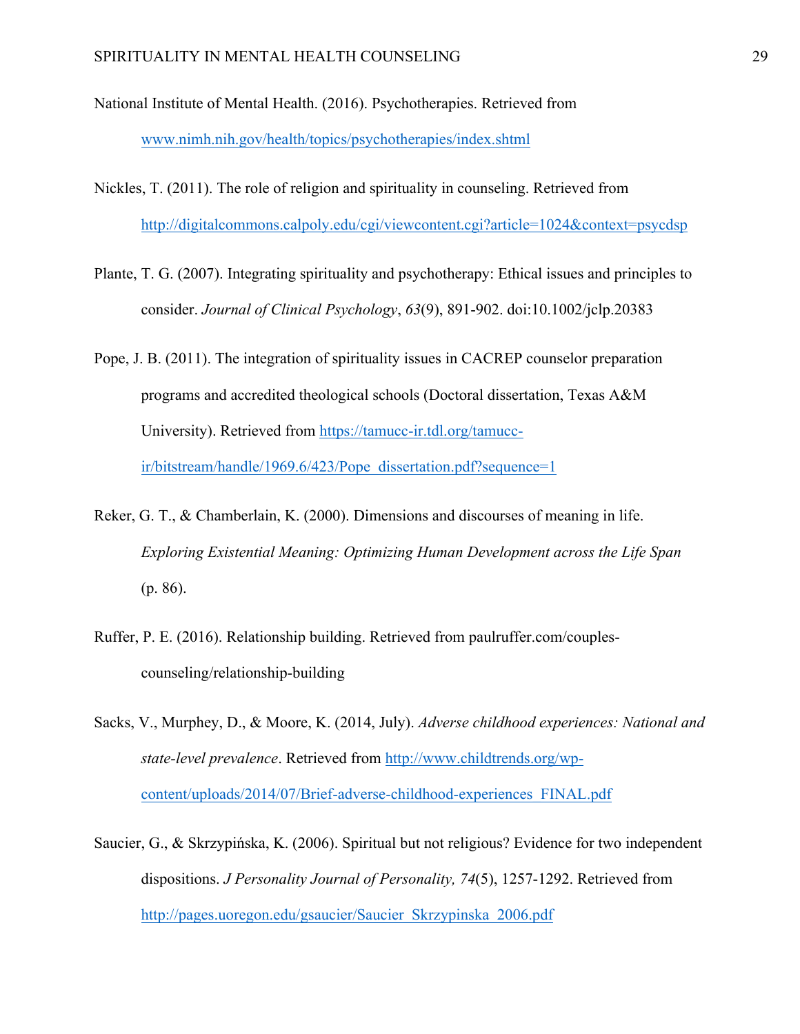National Institute of Mental Health. (2016). Psychotherapies. Retrieved from www.nimh.nih.gov/health/topics/psychotherapies/index.shtml

Nickles, T. (2011). The role of religion and spirituality in counseling. Retrieved from http://digitalcommons.calpoly.edu/cgi/viewcontent.cgi?article=1024&context=psycdsp

Plante, T. G. (2007). Integrating spirituality and psychotherapy: Ethical issues and principles to consider. *Journal of Clinical Psychology*, *63*(9), 891-902. doi:10.1002/jclp.20383

Pope, J. B. (2011). The integration of spirituality issues in CACREP counselor preparation programs and accredited theological schools (Doctoral dissertation, Texas A&M University). Retrieved from https://tamucc-ir.tdl.org/tamucc-ir/bitstream/handle/1969.6/423/Pope_dissertation.pdf?sequence=1

Reker, G. T., & Chamberlain, K. (2000). Dimensions and discourses of meaning in life. *Exploring Existential Meaning: Optimizing Human Development across the Life Span* (p. 86).

Ruffer, P. E. (2016). Relationship building. Retrieved from paulruffer.com/couples-counseling/relationship-building

Sacks, V., Murphey, D., & Moore, K. (2014, July). *Adverse childhood experiences: National and state-level prevalence*. Retrieved from http://www.childtrends.org/wp-content/uploads/2014/07/Brief-adverse-childhood-experiences_FINAL.pdf

Saucier, G., & Skrzypińska, K. (2006). Spiritual but not religious? Evidence for two independent dispositions. *J Personality Journal of Personality, 74*(5), 1257-1292. Retrieved from http://pages.uoregon.edu/gsaucier/Saucier_Skrzypinska_2006.pdf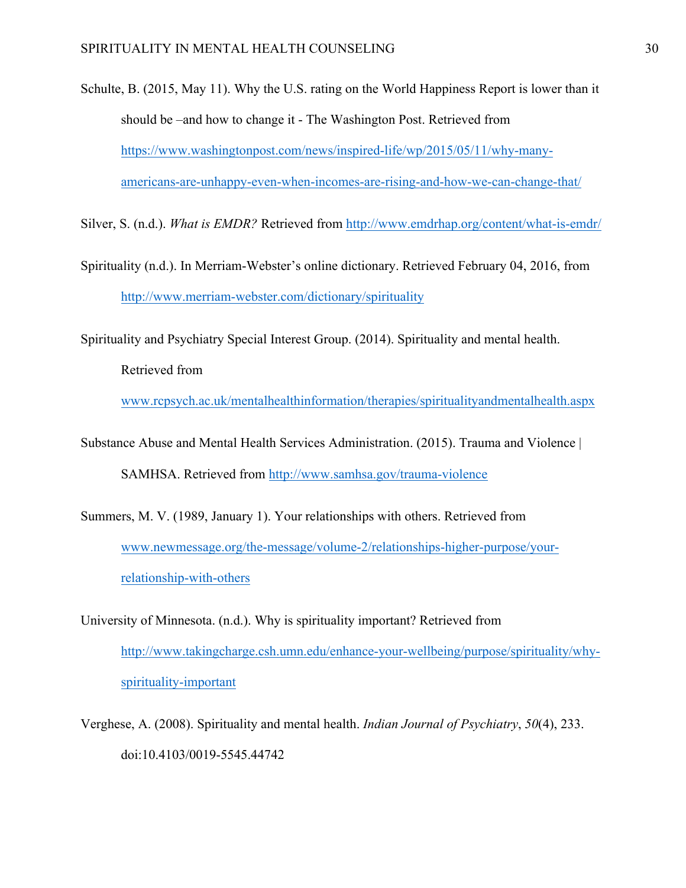Schulte, B. (2015, May 11). Why the U.S. rating on the World Happiness Report is lower than it should be –and how to change it - The Washington Post. Retrieved from https://www.washingtonpost.com/news/inspired-life/wp/2015/05/11/why-many-americans-are-unhappy-even-when-incomes-are-rising-and-how-we-can-change-that/

Silver, S. (n.d.). *What is EMDR?* Retrieved from http://www.emdrhap.org/content/what-is-emdr/

Spirituality (n.d.). In Merriam-Webster's online dictionary. Retrieved February 04, 2016, from http://www.merriam-webster.com/dictionary/spirituality

Spirituality and Psychiatry Special Interest Group. (2014). Spirituality and mental health. Retrieved from www.rcpsych.ac.uk/mentalhealthinformation/therapies/spiritualityandmentalhealth.aspx

Substance Abuse and Mental Health Services Administration. (2015). Trauma and Violence | SAMHSA. Retrieved from http://www.samhsa.gov/trauma-violence

Summers, M. V. (1989, January 1). Your relationships with others. Retrieved from www.newmessage.org/the-message/volume-2/relationships-higher-purpose/your-relationship-with-others

University of Minnesota. (n.d.). Why is spirituality important? Retrieved from http://www.takingcharge.csh.umn.edu/enhance-your-wellbeing/purpose/spirituality/why-spirituality-important

Verghese, A. (2008). Spirituality and mental health. *Indian Journal of Psychiatry*, *50*(4), 233. doi:10.4103/0019-5545.44742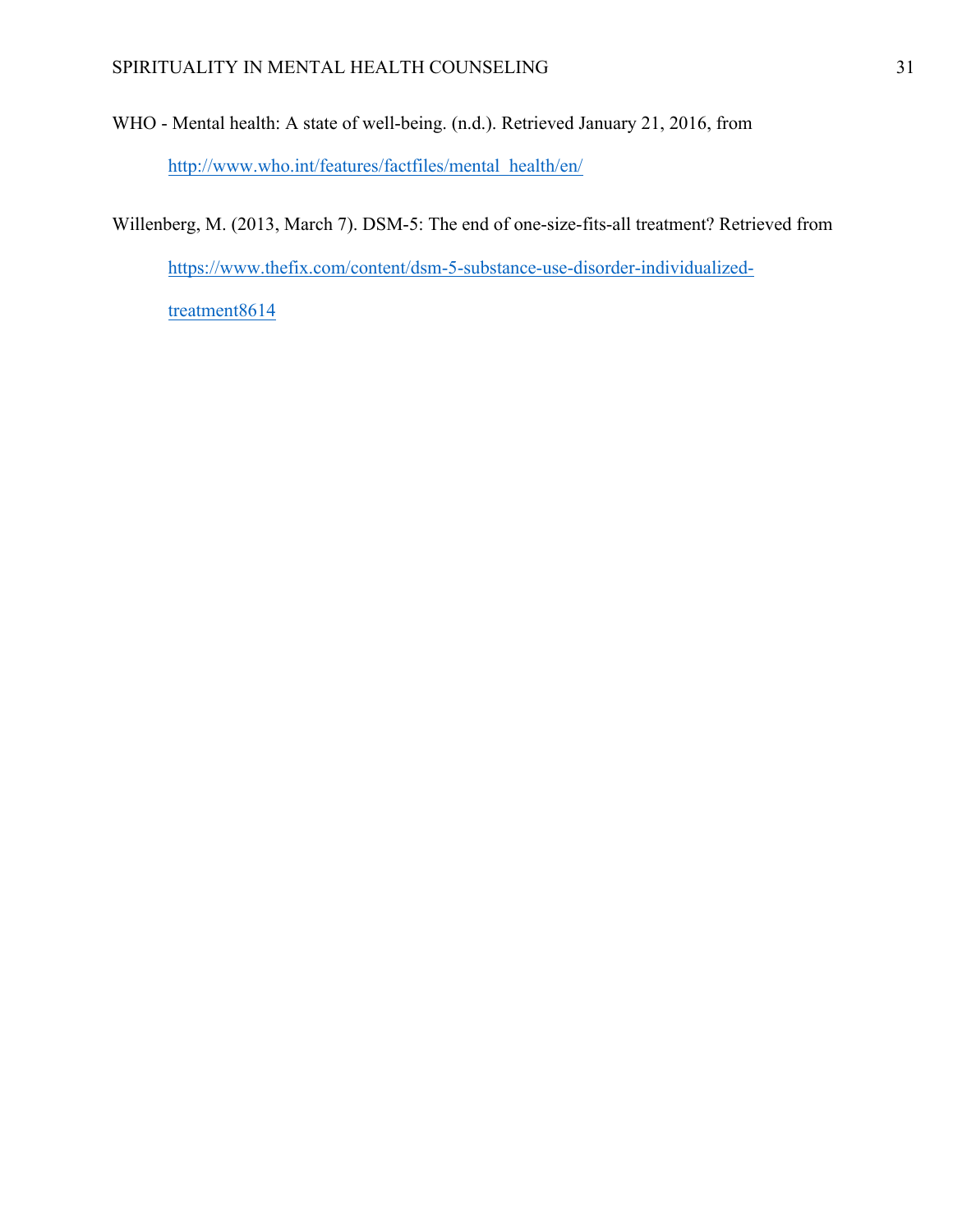WHO - Mental health: A state of well-being. (n.d.). Retrieved January 21, 2016, from http://www.who.int/features/factfiles/mental_health/en/

Willenberg, M. (2013, March 7). DSM-5: The end of one-size-fits-all treatment? Retrieved from https://www.thefix.com/content/dsm-5-substance-use-disorder-individualized-treatment8614